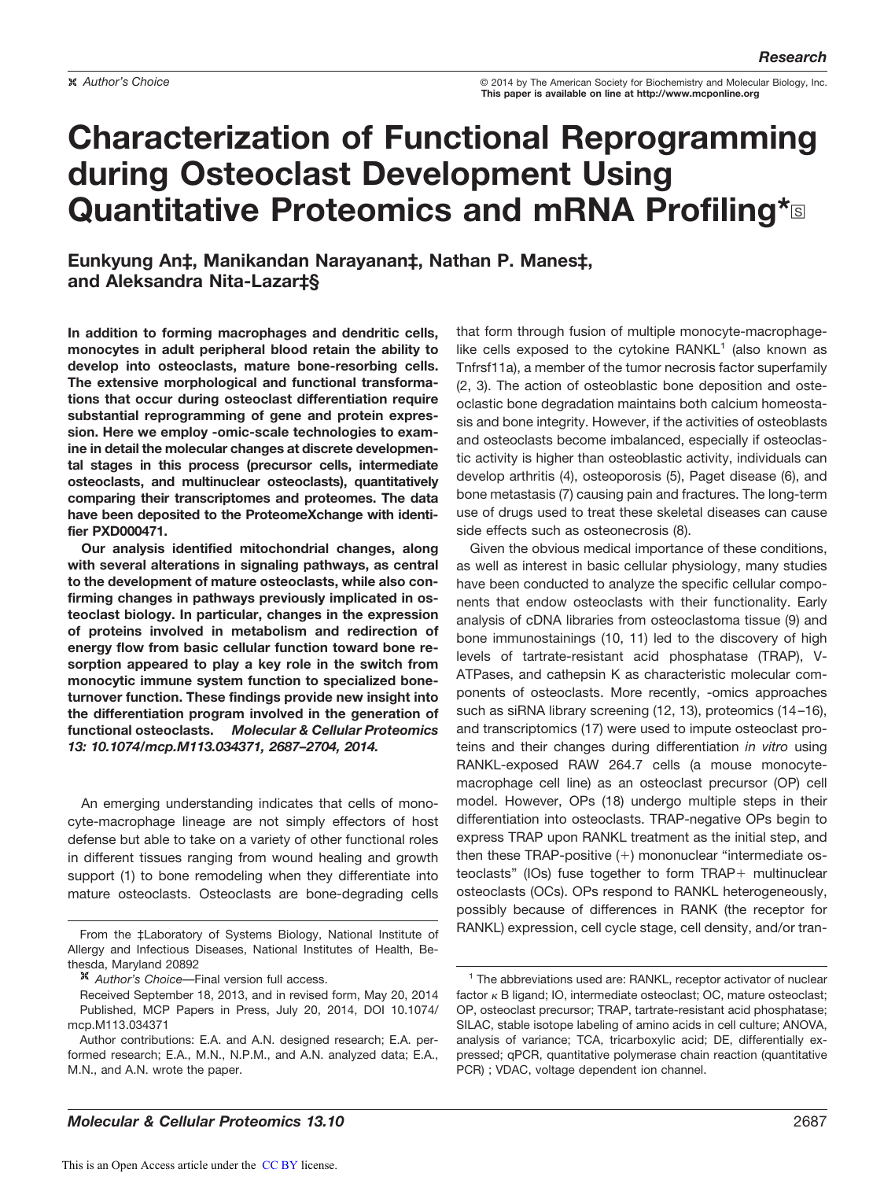# Characterization of Functional Reprogramming during Osteoclast Development Using Quantitative Proteomics and mRNA Profiling*

**Eunkyung An‡, Manikandan Narayanan‡, Nathan P. Manes‡, and Aleksandra Nita-Lazar‡§**

**In addition to forming macrophages and dendritic cells, monocytes in adult peripheral blood retain the ability to develop into osteoclasts, mature bone-resorbing cells. The extensive morphological and functional transformations that occur during osteoclast differentiation require substantial reprogramming of gene and protein expression. Here we employ -omic-scale technologies to examine in detail the molecular changes at discrete developmental stages in this process (precursor cells, intermediate osteoclasts, and multinuclear osteoclasts), quantitatively comparing their transcriptomes and proteomes. The data have been deposited to the ProteomeXchange with identifier PXD000471.**

**Our analysis identified mitochondrial changes, along with several alterations in signaling pathways, as central to the development of mature osteoclasts, while also confirming changes in pathways previously implicated in osteoclast biology. In particular, changes in the expression of proteins involved in metabolism and redirection of energy flow from basic cellular function toward bone resorption appeared to play a key role in the switch from monocytic immune system function to specialized bone-turnover function. These findings provide new insight into the differentiation program involved in the generation of functional osteoclasts.** ***Molecular & Cellular Proteomics 13: 10.1074/mcp.M113.034371, 2687–2704, 2014.***

An emerging understanding indicates that cells of monocyte-macrophage lineage are not simply effectors of host defense but able to take on a variety of other functional roles in different tissues ranging from wound healing and growth support (1) to bone remodeling when they differentiate into mature osteoclasts. Osteoclasts are bone-degrading cells that form through fusion of multiple monocyte-macrophage-like cells exposed to the cytokine RANKL[1] (also known as Tnfrsf11a), a member of the tumor necrosis factor superfamily (2, 3). The action of osteoblastic bone deposition and osteoclastic bone degradation maintains both calcium homeostasis and bone integrity. However, if the activities of osteoblasts and osteoclasts become imbalanced, especially if osteoclastic activity is higher than osteoblastic activity, individuals can develop arthritis (4), osteoporosis (5), Paget disease (6), and bone metastasis (7) causing pain and fractures. The long-term use of drugs used to treat these skeletal diseases can cause side effects such as osteonecrosis (8).

Given the obvious medical importance of these conditions, as well as interest in basic cellular physiology, many studies have been conducted to analyze the specific cellular components that endow osteoclasts with their functionality. Early analysis of cDNA libraries from osteoclastoma tissue (9) and bone immunostainings (10, 11) led to the discovery of high levels of tartrate-resistant acid phosphatase (TRAP), V-ATPases, and cathepsin K as characteristic molecular components of osteoclasts. More recently, -omics approaches such as siRNA library screening (12, 13), proteomics (14–16), and transcriptomics (17) were used to impute osteoclast proteins and their changes during differentiation *in vitro* using RANKL-exposed RAW 264.7 cells (a mouse monocyte-macrophage cell line) as an osteoclast precursor (OP) cell model. However, OPs (18) undergo multiple steps in their differentiation into osteoclasts. TRAP-negative OPs begin to express TRAP upon RANKL treatment as the initial step, and then these TRAP-positive (+) mononuclear "intermediate osteoclasts" (IOs) fuse together to form TRAP+ multinuclear osteoclasts (OCs). OPs respond to RANKL heterogeneously, possibly because of differences in RANK (the receptor for RANKL) expression, cell cycle stage, cell density, and/or tran-

From the ‡Laboratory of Systems Biology, National Institute of Allergy and Infectious Diseases, National Institutes of Health, Bethesda, Maryland 20892

*Author's Choice*—Final version full access.

Received September 18, 2013, and in revised form, May 20, 2014

Published, MCP Papers in Press, July 20, 2014, DOI 10.1074/mcp.M113.034371

Author contributions: E.A. and A.N. designed research; E.A. performed research; E.A., M.N., N.P.M., and A.N. analyzed data; E.A., M.N., and A.N. wrote the paper.

[1] The abbreviations used are: RANKL, receptor activator of nuclear factor κ B ligand; IO, intermediate osteoclast; OC, mature osteoclast; OP, osteoclast precursor; TRAP, tartrate-resistant acid phosphatase; SILAC, stable isotope labeling of amino acids in cell culture; ANOVA, analysis of variance; TCA, tricarboxylic acid; DE, differentially expressed; qPCR, quantitative polymerase chain reaction (quantitative PCR) ; VDAC, voltage dependent ion channel.

This is an Open Access article under the CC BY license.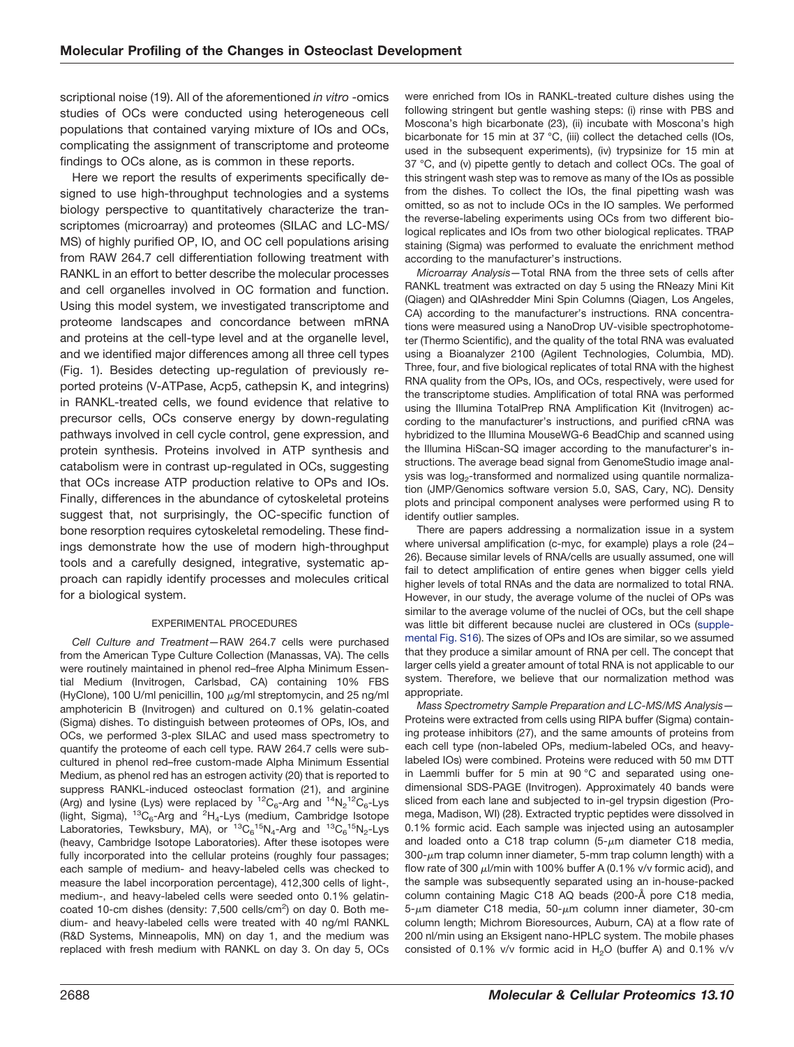scriptional noise (19). All of the aforementioned *in vitro* -omics studies of OCs were conducted using heterogeneous cell populations that contained varying mixture of IOs and OCs, complicating the assignment of transcriptome and proteome findings to OCs alone, as is common in these reports.

Here we report the results of experiments specifically designed to use high-throughput technologies and a systems biology perspective to quantitatively characterize the transcriptomes (microarray) and proteomes (SILAC and LC-MS/MS) of highly purified OP, IO, and OC cell populations arising from RAW 264.7 cell differentiation following treatment with RANKL in an effort to better describe the molecular processes and cell organelles involved in OC formation and function. Using this model system, we investigated transcriptome and proteome landscapes and concordance between mRNA and proteins at the cell-type level and at the organelle level, and we identified major differences among all three cell types (Fig. 1). Besides detecting up-regulation of previously reported proteins (V-ATPase, Acp5, cathepsin K, and integrins) in RANKL-treated cells, we found evidence that relative to precursor cells, OCs conserve energy by down-regulating pathways involved in cell cycle control, gene expression, and protein synthesis. Proteins involved in ATP synthesis and catabolism were in contrast up-regulated in OCs, suggesting that OCs increase ATP production relative to OPs and IOs. Finally, differences in the abundance of cytoskeletal proteins suggest that, not surprisingly, the OC-specific function of bone resorption requires cytoskeletal remodeling. These findings demonstrate how the use of modern high-throughput tools and a carefully designed, integrative, systematic approach can rapidly identify processes and molecules critical for a biological system.

## EXPERIMENTAL PROCEDURES

*Cell Culture and Treatment*—RAW 264.7 cells were purchased from the American Type Culture Collection (Manassas, VA). The cells were routinely maintained in phenol red–free Alpha Minimum Essential Medium (Invitrogen, Carlsbad, CA) containing 10% FBS (HyClone), 100 U/ml penicillin, 100 $\mu$g/ml streptomycin, and 25 ng/ml amphotericin B (Invitrogen) and cultured on 0.1% gelatin-coated (Sigma) dishes. To distinguish between proteomes of OPs, IOs, and OCs, we performed 3-plex SILAC and used mass spectrometry to quantify the proteome of each cell type. RAW 264.7 cells were subcultured in phenol red–free custom-made Alpha Minimum Essential Medium, as phenol red has an estrogen activity (20) that is reported to suppress RANKL-induced osteoclast formation (21), and arginine (Arg) and lysine (Lys) were replaced by $^{12}C_6$-Arg and $^{14}N_2{}^{12}C_6$-Lys (light, Sigma), $^{13}C_6$-Arg and $^{2}H_4$-Lys (medium, Cambridge Isotope Laboratories, Tewksbury, MA), or $^{13}C_6{}^{15}N_4$-Arg and $^{13}C_6{}^{15}N_2$-Lys (heavy, Cambridge Isotope Laboratories). After these isotopes were fully incorporated into the cellular proteins (roughly four passages; each sample of medium- and heavy-labeled cells was checked to measure the label incorporation percentage), 412,300 cells of light-, medium-, and heavy-labeled cells were seeded onto 0.1% gelatin-coated 10-cm dishes (density: 7,500 cells/cm$^2$) on day 0. Both medium- and heavy-labeled cells were treated with 40 ng/ml RANKL (R&D Systems, Minneapolis, MN) on day 1, and the medium was replaced with fresh medium with RANKL on day 3. On day 5, OCs were enriched from IOs in RANKL-treated culture dishes using the following stringent but gentle washing steps: (i) rinse with PBS and Moscona's high bicarbonate (23), (ii) incubate with Moscona's high bicarbonate for 15 min at 37 °C, (iii) collect the detached cells (IOs, used in the subsequent experiments), (iv) trypsinize for 15 min at 37 °C, and (v) pipette gently to detach and collect OCs. The goal of this stringent wash step was to remove as many of the IOs as possible from the dishes. To collect the IOs, the final pipetting wash was omitted, so as not to include OCs in the IO samples. We performed the reverse-labeling experiments using OCs from two different biological replicates and IOs from two other biological replicates. TRAP staining (Sigma) was performed to evaluate the enrichment method according to the manufacturer's instructions.

*Microarray Analysis*—Total RNA from the three sets of cells after RANKL treatment was extracted on day 5 using the RNeazy Mini Kit (Qiagen) and QIAshredder Mini Spin Columns (Qiagen, Los Angeles, CA) according to the manufacturer's instructions. RNA concentrations were measured using a NanoDrop UV-visible spectrophotometer (Thermo Scientific), and the quality of the total RNA was evaluated using a Bioanalyzer 2100 (Agilent Technologies, Columbia, MD). Three, four, and five biological replicates of total RNA with the highest RNA quality from the OPs, IOs, and OCs, respectively, were used for the transcriptome studies. Amplification of total RNA was performed using the Illumina TotalPrep RNA Amplification Kit (Invitrogen) according to the manufacturer's instructions, and purified cRNA was hybridized to the Illumina MouseWG-6 BeadChip and scanned using the Illumina HiScan-SQ imager according to the manufacturer's instructions. The average bead signal from GenomeStudio image analysis was $\log_2$-transformed and normalized using quantile normalization (JMP/Genomics software version 5.0, SAS, Cary, NC). Density plots and principal component analyses were performed using R to identify outlier samples.

There are papers addressing a normalization issue in a system where universal amplification (c-myc, for example) plays a role (24–26). Because similar levels of RNA/cells are usually assumed, one will fail to detect amplification of entire genes when bigger cells yield higher levels of total RNAs and the data are normalized to total RNA. However, in our study, the average volume of the nuclei of OPs was similar to the average volume of the nuclei of OCs, but the cell shape was little bit different because nuclei are clustered in OCs (supplemental Fig. S16). The sizes of OPs and IOs are similar, so we assumed that they produce a similar amount of RNA per cell. The concept that larger cells yield a greater amount of total RNA is not applicable to our system. Therefore, we believe that our normalization method was appropriate.

*Mass Spectrometry Sample Preparation and LC-MS/MS Analysis*—Proteins were extracted from cells using RIPA buffer (Sigma) containing protease inhibitors (27), and the same amounts of proteins from each cell type (non-labeled OPs, medium-labeled OCs, and heavy-labeled IOs) were combined. Proteins were reduced with 50 mM DTT in Laemmli buffer for 5 min at 90 °C and separated using one-dimensional SDS-PAGE (Invitrogen). Approximately 40 bands were sliced from each lane and subjected to in-gel trypsin digestion (Promega, Madison, WI) (28). Extracted tryptic peptides were dissolved in 0.1% formic acid. Each sample was injected using an autosampler and loaded onto a C18 trap column (5-$\mu$m diameter C18 media, 300-$\mu$m trap column inner diameter, 5-mm trap column length) with a flow rate of 300 $\mu$l/min with 100% buffer A (0.1% v/v formic acid), and the sample was subsequently separated using an in-house-packed column containing Magic C18 AQ beads (200-Å pore C18 media, 5-$\mu$m diameter C18 media, 50-$\mu$m column inner diameter, 30-cm column length; Michrom Bioresources, Auburn, CA) at a flow rate of 200 nl/min using an Eksigent nano-HPLC system. The mobile phases consisted of 0.1% v/v formic acid in $H_2O$ (buffer A) and 0.1% v/v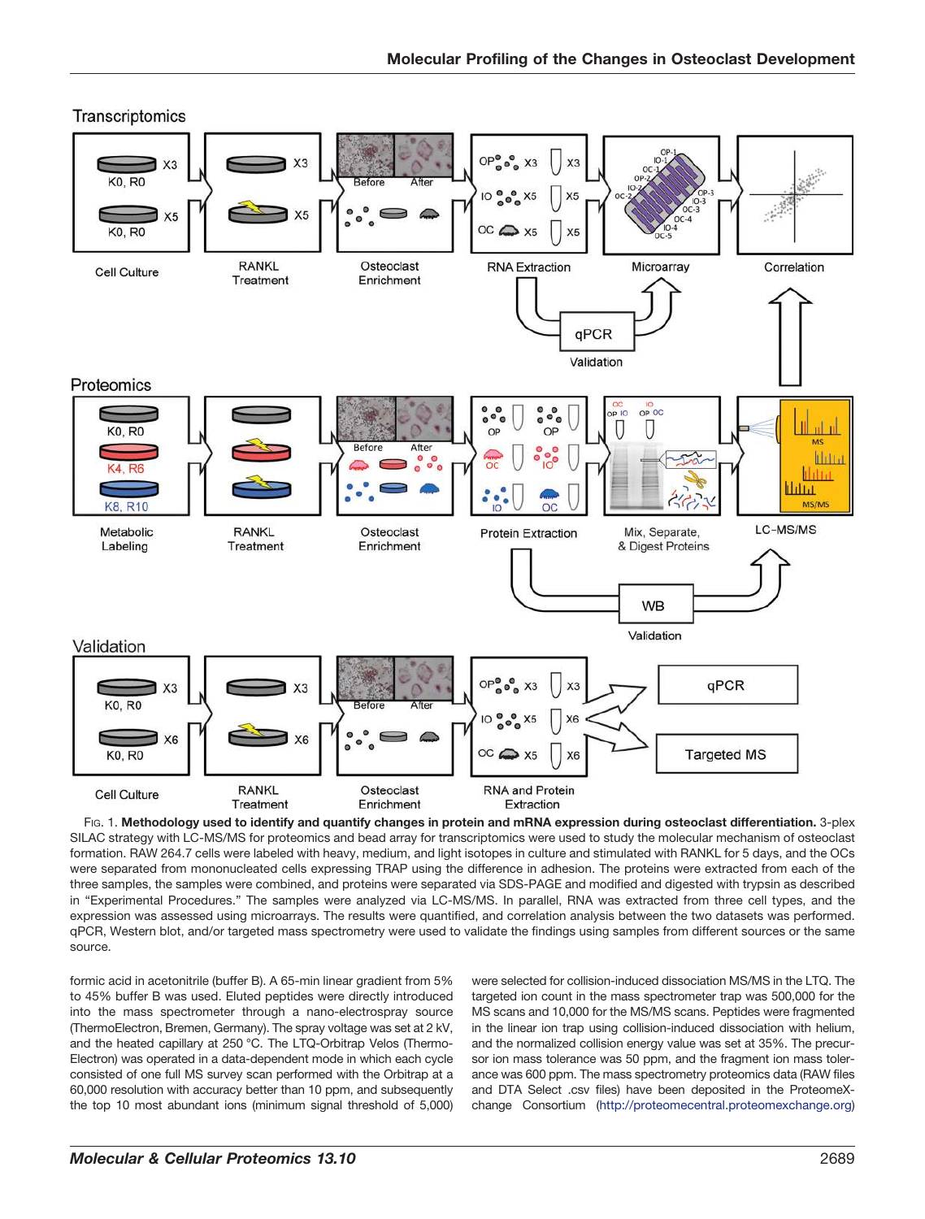Fig. 1. **Methodology used to identify and quantify changes in protein and mRNA expression during osteoclast differentiation.** 3-plex SILAC strategy with LC-MS/MS for proteomics and bead array for transcriptomics were used to study the molecular mechanism of osteoclast formation. RAW 264.7 cells were labeled with heavy, medium, and light isotopes in culture and stimulated with RANKL for 5 days, and the OCs were separated from mononucleated cells expressing TRAP using the difference in adhesion. The proteins were extracted from each of the three samples, the samples were combined, and proteins were separated via SDS-PAGE and modified and digested with trypsin as described in "Experimental Procedures." The samples were analyzed via LC-MS/MS. In parallel, RNA was extracted from three cell types, and the expression was assessed using microarrays. The results were quantified, and correlation analysis between the two datasets was performed. qPCR, Western blot, and/or targeted mass spectrometry were used to validate the findings using samples from different sources or the same source.

formic acid in acetonitrile (buffer B). A 65-min linear gradient from 5% to 45% buffer B was used. Eluted peptides were directly introduced into the mass spectrometer through a nano-electrospray source (ThermoElectron, Bremen, Germany). The spray voltage was set at 2 kV, and the heated capillary at 250 °C. The LTQ-Orbitrap Velos (ThermoElectron) was operated in a data-dependent mode in which each cycle consisted of one full MS survey scan performed with the Orbitrap at a 60,000 resolution with accuracy better than 10 ppm, and subsequently the top 10 most abundant ions (minimum signal threshold of 5,000) were selected for collision-induced dissociation MS/MS in the LTQ. The targeted ion count in the mass spectrometer trap was 500,000 for the MS scans and 10,000 for the MS/MS scans. Peptides were fragmented in the linear ion trap using collision-induced dissociation with helium, and the normalized collision energy value was set at 35%. The precursor ion mass tolerance was 50 ppm, and the fragment ion mass tolerance was 600 ppm. The mass spectrometry proteomics data (RAW files and DTA Select .csv files) have been deposited in the ProteomeXchange Consortium (http://proteomecentral.proteomexchange.org)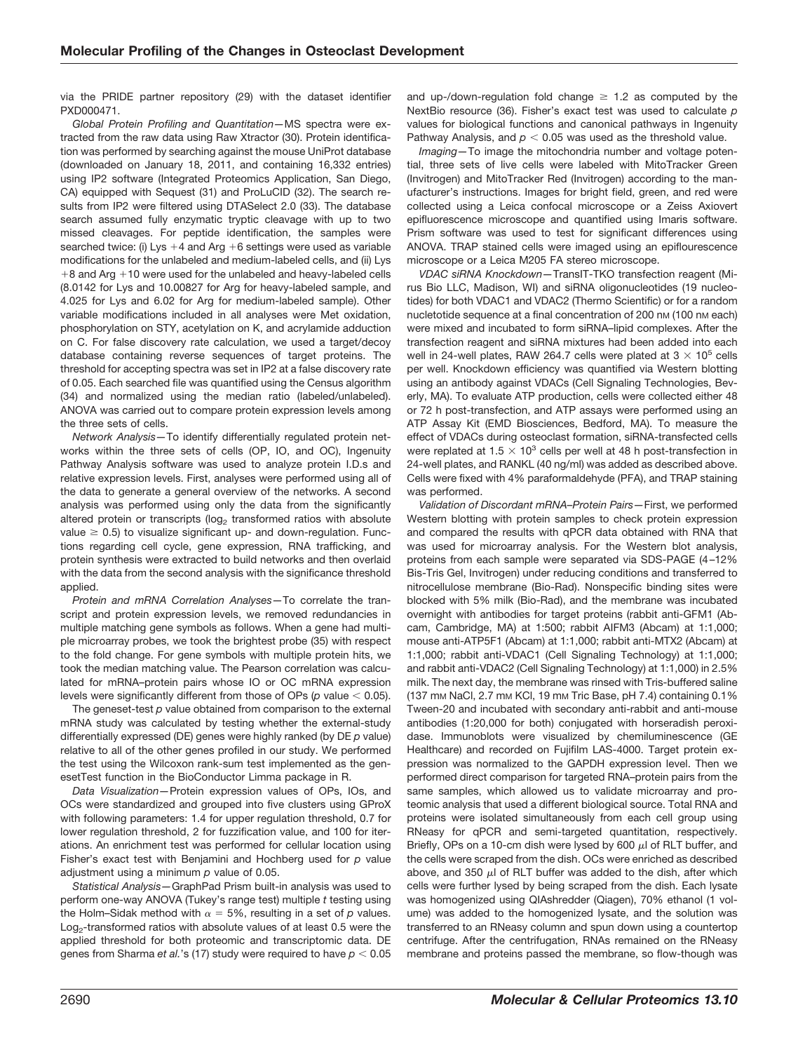via the PRIDE partner repository (29) with the dataset identifier PXD000471.

*Global Protein Profiling and Quantitation*—MS spectra were extracted from the raw data using Raw Xtractor (30). Protein identification was performed by searching against the mouse UniProt database (downloaded on January 18, 2011, and containing 16,332 entries) using IP2 software (Integrated Proteomics Application, San Diego, CA) equipped with Sequest (31) and ProLuCID (32). The search results from IP2 were filtered using DTASelect 2.0 (33). The database search assumed fully enzymatic tryptic cleavage with up to two missed cleavages. For peptide identification, the samples were searched twice: (i) Lys +4 and Arg +6 settings were used as variable modifications for the unlabeled and medium-labeled cells, and (ii) Lys +8 and Arg +10 were used for the unlabeled and heavy-labeled cells (8.0142 for Lys and 10.00827 for Arg for heavy-labeled sample, and 4.025 for Lys and 6.02 for Arg for medium-labeled sample). Other variable modifications included in all analyses were Met oxidation, phosphorylation on STY, acetylation on K, and acrylamide adduction on C. For false discovery rate calculation, we used a target/decoy database containing reverse sequences of target proteins. The threshold for accepting spectra was set in IP2 at a false discovery rate of 0.05. Each searched file was quantified using the Census algorithm (34) and normalized using the median ratio (labeled/unlabeled). ANOVA was carried out to compare protein expression levels among the three sets of cells.

*Network Analysis*—To identify differentially regulated protein networks within the three sets of cells (OP, IO, and OC), Ingenuity Pathway Analysis software was used to analyze protein I.D.s and relative expression levels. First, analyses were performed using all of the data to generate a general overview of the networks. A second analysis was performed using only the data from the significantly altered protein or transcripts ($\log_2$ transformed ratios with absolute value $\geq 0.5$) to visualize significant up- and down-regulation. Functions regarding cell cycle, gene expression, RNA trafficking, and protein synthesis were extracted to build networks and then overlaid with the data from the second analysis with the significance threshold applied.

*Protein and mRNA Correlation Analyses*—To correlate the transcript and protein expression levels, we removed redundancies in multiple matching gene symbols as follows. When a gene had multiple microarray probes, we took the brightest probe (35) with respect to the fold change. For gene symbols with multiple protein hits, we took the median matching value. The Pearson correlation was calculated for mRNA–protein pairs whose IO or OC mRNA expression levels were significantly different from those of OPs ($p$ value $< 0.05$).

The geneset-test $p$ value obtained from comparison to the external mRNA study was calculated by testing whether the external-study differentially expressed (DE) genes were highly ranked (by DE $p$ value) relative to all of the other genes profiled in our study. We performed the test using the Wilcoxon rank-sum test implemented as the genesetTest function in the BioConductor Limma package in R.

*Data Visualization*—Protein expression values of OPs, IOs, and OCs were standardized and grouped into five clusters using GProX with following parameters: 1.4 for upper regulation threshold, 0.7 for lower regulation threshold, 2 for fuzzification value, and 100 for iterations. An enrichment test was performed for cellular location using Fisher's exact test with Benjamini and Hochberg used for $p$ value adjustment using a minimum $p$ value of 0.05.

*Statistical Analysis*—GraphPad Prism built-in analysis was used to perform one-way ANOVA (Tukey's range test) multiple $t$ testing using the Holm–Sidak method with $\alpha = 5\%$, resulting in a set of $p$ values. $\log_2$-transformed ratios with absolute values of at least 0.5 were the applied threshold for both proteomic and transcriptomic data. DE genes from Sharma *et al.*'s (17) study were required to have $p < 0.05$ and up-/down-regulation fold change $\geq 1.2$ as computed by the NextBio resource (36). Fisher's exact test was used to calculate $p$ values for biological functions and canonical pathways in Ingenuity Pathway Analysis, and $p < 0.05$ was used as the threshold value.

*Imaging*—To image the mitochondria number and voltage potential, three sets of live cells were labeled with MitoTracker Green (Invitrogen) and MitoTracker Red (Invitrogen) according to the manufacturer's instructions. Images for bright field, green, and red were collected using a Leica confocal microscope or a Zeiss Axiovert epifluorescence microscope and quantified using Imaris software. Prism software was used to test for significant differences using ANOVA. TRAP stained cells were imaged using an epiflourescence microscope or a Leica M205 FA stereo microscope.

*VDAC siRNA Knockdown*—TransIT-TKO transfection reagent (Mirus Bio LLC, Madison, WI) and siRNA oligonucleotides (19 nucleotides) for both VDAC1 and VDAC2 (Thermo Scientific) or for a random nucletotide sequence at a final concentration of 200 nM (100 nM each) were mixed and incubated to form siRNA–lipid complexes. After the transfection reagent and siRNA mixtures had been added into each well in 24-well plates, RAW 264.7 cells were plated at $3 \times 10^5$ cells per well. Knockdown efficiency was quantified via Western blotting using an antibody against VDACs (Cell Signaling Technologies, Beverly, MA). To evaluate ATP production, cells were collected either 48 or 72 h post-transfection, and ATP assays were performed using an ATP Assay Kit (EMD Biosciences, Bedford, MA). To measure the effect of VDACs during osteoclast formation, siRNA-transfected cells were replated at $1.5 \times 10^3$ cells per well at 48 h post-transfection in 24-well plates, and RANKL (40 ng/ml) was added as described above. Cells were fixed with 4% paraformaldehyde (PFA), and TRAP staining was performed.

*Validation of Discordant mRNA–Protein Pairs*—First, we performed Western blotting with protein samples to check protein expression and compared the results with qPCR data obtained with RNA that was used for microarray analysis. For the Western blot analysis, proteins from each sample were separated via SDS-PAGE (4–12% Bis-Tris Gel, Invitrogen) under reducing conditions and transferred to nitrocellulose membrane (Bio-Rad). Nonspecific binding sites were blocked with 5% milk (Bio-Rad), and the membrane was incubated overnight with antibodies for target proteins (rabbit anti-GFM1 (Abcam, Cambridge, MA) at 1:500; rabbit AIFM3 (Abcam) at 1:1,000; mouse anti-ATP5F1 (Abcam) at 1:1,000; rabbit anti-MTX2 (Abcam) at 1:1,000; rabbit anti-VDAC1 (Cell Signaling Technology) at 1:1,000; and rabbit anti-VDAC2 (Cell Signaling Technology) at 1:1,000) in 2.5% milk. The next day, the membrane was rinsed with Tris-buffered saline (137 mM NaCl, 2.7 mM KCl, 19 mM Tric Base, pH 7.4) containing 0.1% Tween-20 and incubated with secondary anti-rabbit and anti-mouse antibodies (1:20,000 for both) conjugated with horseradish peroxidase. Immunoblots were visualized by chemiluminescence (GE Healthcare) and recorded on Fujifilm LAS-4000. Target protein expression was normalized to the GAPDH expression level. Then we performed direct comparison for targeted RNA–protein pairs from the same samples, which allowed us to validate microarray and proteomic analysis that used a different biological source. Total RNA and proteins were isolated simultaneously from each cell group using RNeasy for qPCR and semi-targeted quantitation, respectively. Briefly, OPs on a 10-cm dish were lysed by 600 $\mu$l of RLT buffer, and the cells were scraped from the dish. OCs were enriched as described above, and 350 $\mu$l of RLT buffer was added to the dish, after which cells were further lysed by being scraped from the dish. Each lysate was homogenized using QIAshredder (Qiagen), 70% ethanol (1 volume) was added to the homogenized lysate, and the solution was transferred to an RNeasy column and spun down using a countertop centrifuge. After the centrifugation, RNAs remained on the RNeasy membrane and proteins passed the membrane, so flow-though was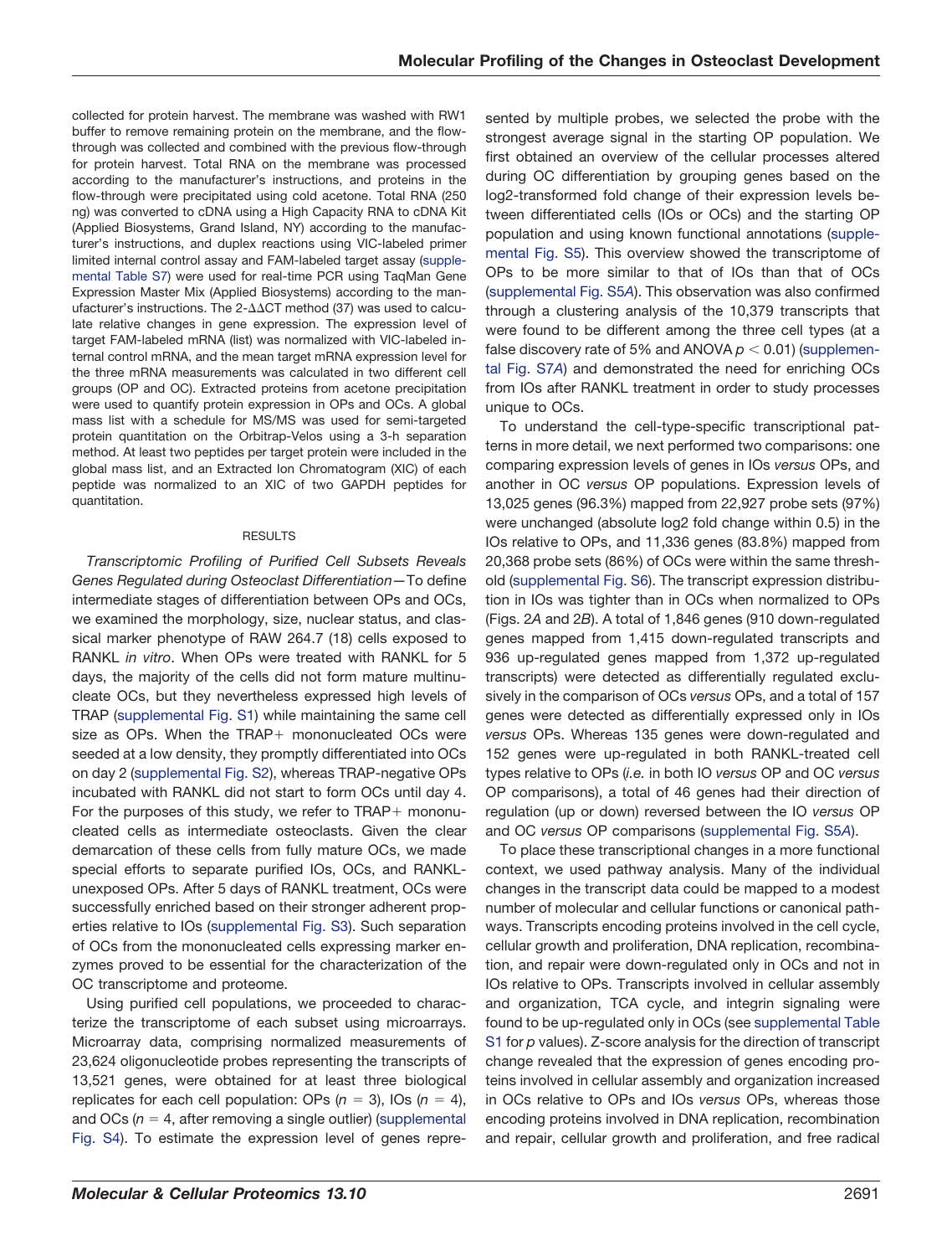collected for protein harvest. The membrane was washed with RW1 buffer to remove remaining protein on the membrane, and the flow-through was collected and combined with the previous flow-through for protein harvest. Total RNA on the membrane was processed according to the manufacturer's instructions, and proteins in the flow-through were precipitated using cold acetone. Total RNA (250 ng) was converted to cDNA using a High Capacity RNA to cDNA Kit (Applied Biosystems, Grand Island, NY) according to the manufacturer's instructions, and duplex reactions using VIC-labeled primer limited internal control assay and FAM-labeled target assay (supplemental Table S7) were used for real-time PCR using TaqMan Gene Expression Master Mix (Applied Biosystems) according to the manufacturer's instructions. The 2-$\Delta\Delta$CT method (37) was used to calculate relative changes in gene expression. The expression level of target FAM-labeled mRNA (list) was normalized with VIC-labeled internal control mRNA, and the mean target mRNA expression level for the three mRNA measurements was calculated in two different cell groups (OP and OC). Extracted proteins from acetone precipitation were used to quantify protein expression in OPs and OCs. A global mass list with a schedule for MS/MS was used for semi-targeted protein quantitation on the Orbitrap-Velos using a 3-h separation method. At least two peptides per target protein were included in the global mass list, and an Extracted Ion Chromatogram (XIC) of each peptide was normalized to an XIC of two GAPDH peptides for quantitation.

## RESULTS

*Transcriptomic Profiling of Purified Cell Subsets Reveals Genes Regulated during Osteoclast Differentiation*—To define intermediate stages of differentiation between OPs and OCs, we examined the morphology, size, nuclear status, and classical marker phenotype of RAW 264.7 (18) cells exposed to RANKL *in vitro*. When OPs were treated with RANKL for 5 days, the majority of the cells did not form mature multinucleate OCs, but they nevertheless expressed high levels of TRAP (supplemental Fig. S1) while maintaining the same cell size as OPs. When the TRAP+ mononucleated OCs were seeded at a low density, they promptly differentiated into OCs on day 2 (supplemental Fig. S2), whereas TRAP-negative OPs incubated with RANKL did not start to form OCs until day 4. For the purposes of this study, we refer to TRAP+ mononucleated cells as intermediate osteoclasts. Given the clear demarcation of these cells from fully mature OCs, we made special efforts to separate purified IOs, OCs, and RANKL-unexposed OPs. After 5 days of RANKL treatment, OCs were successfully enriched based on their stronger adherent properties relative to IOs (supplemental Fig. S3). Such separation of OCs from the mononucleated cells expressing marker enzymes proved to be essential for the characterization of the OC transcriptome and proteome.

Using purified cell populations, we proceeded to characterize the transcriptome of each subset using microarrays. Microarray data, comprising normalized measurements of 23,624 oligonucleotide probes representing the transcripts of 13,521 genes, were obtained for at least three biological replicates for each cell population: OPs ($n$ = 3), IOs ($n$ = 4), and OCs ($n$ = 4, after removing a single outlier) (supplemental Fig. S4). To estimate the expression level of genes represented by multiple probes, we selected the probe with the strongest average signal in the starting OP population. We first obtained an overview of the cellular processes altered during OC differentiation by grouping genes based on the log2-transformed fold change of their expression levels between differentiated cells (IOs or OCs) and the starting OP population and using known functional annotations (supplemental Fig. S5). This overview showed the transcriptome of OPs to be more similar to that of IOs than that of OCs (supplemental Fig. S5*A*). This observation was also confirmed through a clustering analysis of the 10,379 transcripts that were found to be different among the three cell types (at a false discovery rate of 5% and ANOVA $p < 0.01$) (supplemental Fig. S7*A*) and demonstrated the need for enriching OCs from IOs after RANKL treatment in order to study processes unique to OCs.

To understand the cell-type-specific transcriptional patterns in more detail, we next performed two comparisons: one comparing expression levels of genes in IOs *versus* OPs, and another in OC *versus* OP populations. Expression levels of 13,025 genes (96.3%) mapped from 22,927 probe sets (97%) were unchanged (absolute log2 fold change within 0.5) in the IOs relative to OPs, and 11,336 genes (83.8%) mapped from 20,368 probe sets (86%) of OCs were within the same threshold (supplemental Fig. S6). The transcript expression distribution in IOs was tighter than in OCs when normalized to OPs (Figs. 2*A* and 2*B*). A total of 1,846 genes (910 down-regulated genes mapped from 1,415 down-regulated transcripts and 936 up-regulated genes mapped from 1,372 up-regulated transcripts) were detected as differentially regulated exclusively in the comparison of OCs *versus* OPs, and a total of 157 genes were detected as differentially expressed only in IOs *versus* OPs. Whereas 135 genes were down-regulated and 152 genes were up-regulated in both RANKL-treated cell types relative to OPs (*i.e.* in both IO *versus* OP and OC *versus* OP comparisons), a total of 46 genes had their direction of regulation (up or down) reversed between the IO *versus* OP and OC *versus* OP comparisons (supplemental Fig. S5*A*).

To place these transcriptional changes in a more functional context, we used pathway analysis. Many of the individual changes in the transcript data could be mapped to a modest number of molecular and cellular functions or canonical pathways. Transcripts encoding proteins involved in the cell cycle, cellular growth and proliferation, DNA replication, recombination, and repair were down-regulated only in OCs and not in IOs relative to OPs. Transcripts involved in cellular assembly and organization, TCA cycle, and integrin signaling were found to be up-regulated only in OCs (see supplemental Table S1 for $p$ values). Z-score analysis for the direction of transcript change revealed that the expression of genes encoding proteins involved in cellular assembly and organization increased in OCs relative to OPs and IOs *versus* OPs, whereas those encoding proteins involved in DNA replication, recombination and repair, cellular growth and proliferation, and free radical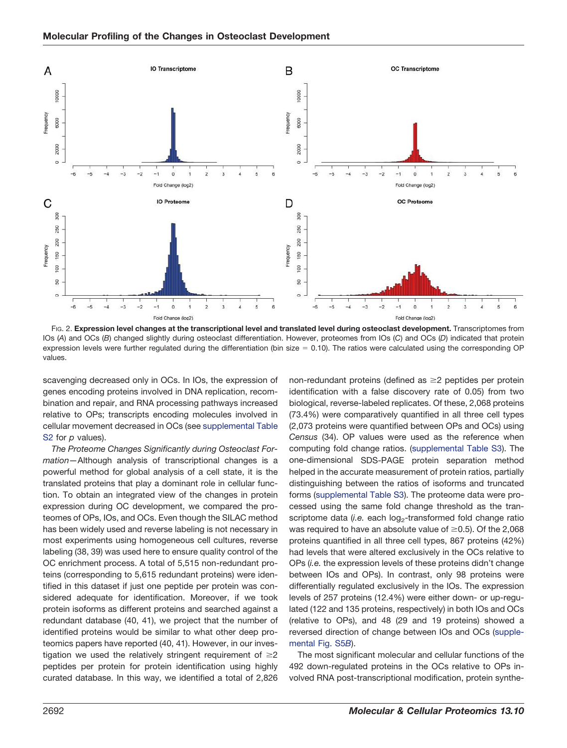FIG. 2. **Expression level changes at the transcriptional level and translated level during osteoclast development.** Transcriptomes from IOs (*A*) and OCs (*B*) changed slightly during osteoclast differentiation. However, proteomes from IOs (*C*) and OCs (*D*) indicated that protein expression levels were further regulated during the differentiation (bin size = 0.10). The ratios were calculated using the corresponding OP values.

scavenging decreased only in OCs. In IOs, the expression of genes encoding proteins involved in DNA replication, recombination and repair, and RNA processing pathways increased relative to OPs; transcripts encoding molecules involved in cellular movement decreased in OCs (see supplemental Table S2 for *p* values).

*The Proteome Changes Significantly during Osteoclast Formation*—Although analysis of transcriptional changes is a powerful method for global analysis of a cell state, it is the translated proteins that play a dominant role in cellular function. To obtain an integrated view of the changes in protein expression during OC development, we compared the proteomes of OPs, IOs, and OCs. Even though the SILAC method has been widely used and reverse labeling is not necessary in most experiments using homogeneous cell cultures, reverse labeling (38, 39) was used here to ensure quality control of the OC enrichment process. A total of 5,515 non-redundant proteins (corresponding to 5,615 redundant proteins) were identified in this dataset if just one peptide per protein was considered adequate for identification. Moreover, if we took protein isoforms as different proteins and searched against a redundant database (40, 41), we project that the number of identified proteins would be similar to what other deep proteomics papers have reported (40, 41). However, in our investigation we used the relatively stringent requirement of ≥2 peptides per protein for protein identification using highly curated database. In this way, we identified a total of 2,826 non-redundant proteins (defined as ≥2 peptides per protein identification with a false discovery rate of 0.05) from two biological, reverse-labeled replicates. Of these, 2,068 proteins (73.4%) were comparatively quantified in all three cell types (2,073 proteins were quantified between OPs and OCs) using *Census* (34). OP values were used as the reference when computing fold change ratios. (supplemental Table S3). The one-dimensional SDS-PAGE protein separation method helped in the accurate measurement of protein ratios, partially distinguishing between the ratios of isoforms and truncated forms (supplemental Table S3). The proteome data were processed using the same fold change threshold as the transcriptome data (*i.e.* each $\log_2$-transformed fold change ratio was required to have an absolute value of ≥0.5). Of the 2,068 proteins quantified in all three cell types, 867 proteins (42%) had levels that were altered exclusively in the OCs relative to OPs (*i.e.* the expression levels of these proteins didn't change between IOs and OPs). In contrast, only 98 proteins were differentially regulated exclusively in the IOs. The expression levels of 257 proteins (12.4%) were either down- or up-regulated (122 and 135 proteins, respectively) in both IOs and OCs (relative to OPs), and 48 (29 and 19 proteins) showed a reversed direction of change between IOs and OCs (supplemental Fig. S5*B*).

The most significant molecular and cellular functions of the 492 down-regulated proteins in the OCs relative to OPs involved RNA post-transcriptional modification, protein synthe-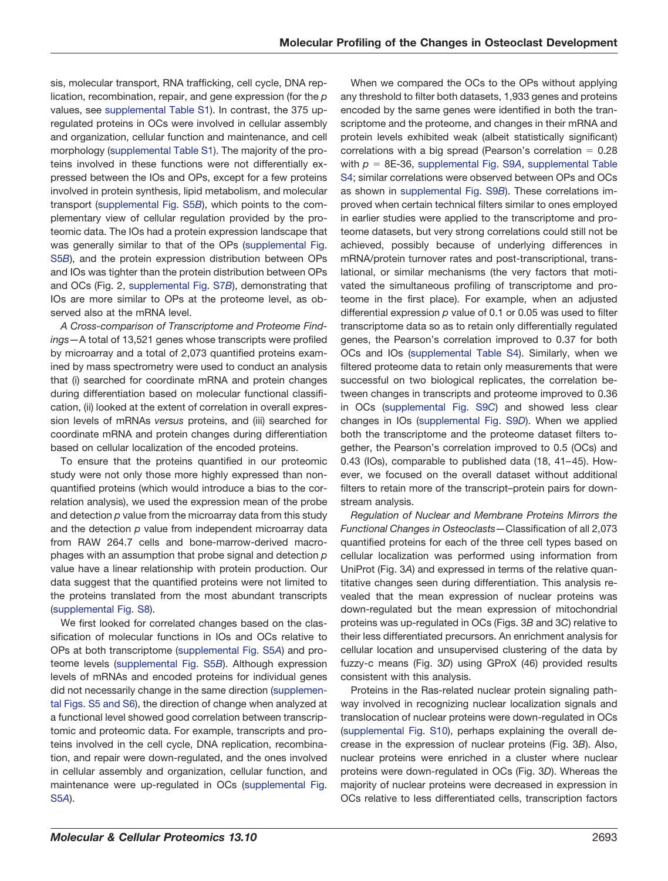sis, molecular transport, RNA trafficking, cell cycle, DNA replication, recombination, repair, and gene expression (for the *p* values, see supplemental Table S1). In contrast, the 375 up-regulated proteins in OCs were involved in cellular assembly and organization, cellular function and maintenance, and cell morphology (supplemental Table S1). The majority of the proteins involved in these functions were not differentially expressed between the IOs and OPs, except for a few proteins involved in protein synthesis, lipid metabolism, and molecular transport (supplemental Fig. S5*B*), which points to the complementary view of cellular regulation provided by the proteomic data. The IOs had a protein expression landscape that was generally similar to that of the OPs (supplemental Fig. S5*B*), and the protein expression distribution between OPs and IOs was tighter than the protein distribution between OPs and OCs (Fig. 2, supplemental Fig. S7*B*), demonstrating that IOs are more similar to OPs at the proteome level, as observed also at the mRNA level.

*A Cross-comparison of Transcriptome and Proteome Findings*—A total of 13,521 genes whose transcripts were profiled by microarray and a total of 2,073 quantified proteins examined by mass spectrometry were used to conduct an analysis that (i) searched for coordinate mRNA and protein changes during differentiation based on molecular functional classification, (ii) looked at the extent of correlation in overall expression levels of mRNAs *versus* proteins, and (iii) searched for coordinate mRNA and protein changes during differentiation based on cellular localization of the encoded proteins.

To ensure that the proteins quantified in our proteomic study were not only those more highly expressed than non-quantified proteins (which would introduce a bias to the correlation analysis), we used the expression mean of the probe and detection *p* value from the microarray data from this study and the detection *p* value from independent microarray data from RAW 264.7 cells and bone-marrow-derived macrophages with an assumption that probe signal and detection *p* value have a linear relationship with protein production. Our data suggest that the quantified proteins were not limited to the proteins translated from the most abundant transcripts (supplemental Fig. S8).

We first looked for correlated changes based on the classification of molecular functions in IOs and OCs relative to OPs at both transcriptome (supplemental Fig. S5*A*) and proteome levels (supplemental Fig. S5*B*). Although expression levels of mRNAs and encoded proteins for individual genes did not necessarily change in the same direction (supplemental Figs. S5 and S6), the direction of change when analyzed at a functional level showed good correlation between transcriptomic and proteomic data. For example, transcripts and proteins involved in the cell cycle, DNA replication, recombination, and repair were down-regulated, and the ones involved in cellular assembly and organization, cellular function, and maintenance were up-regulated in OCs (supplemental Fig. S5*A*).

When we compared the OCs to the OPs without applying any threshold to filter both datasets, 1,933 genes and proteins encoded by the same genes were identified in both the transcriptome and the proteome, and changes in their mRNA and protein levels exhibited weak (albeit statistically significant) correlations with a big spread (Pearson's correlation = 0.28 with $p$ = 8E-36, supplemental Fig. S9*A*, supplemental Table S4; similar correlations were observed between OPs and OCs as shown in supplemental Fig. S9*B*). These correlations improved when certain technical filters similar to ones employed in earlier studies were applied to the transcriptome and proteome datasets, but very strong correlations could still not be achieved, possibly because of underlying differences in mRNA/protein turnover rates and post-transcriptional, translational, or similar mechanisms (the very factors that motivated the simultaneous profiling of transcriptome and proteome in the first place). For example, when an adjusted differential expression *p* value of 0.1 or 0.05 was used to filter transcriptome data so as to retain only differentially regulated genes, the Pearson's correlation improved to 0.37 for both OCs and IOs (supplemental Table S4). Similarly, when we filtered proteome data to retain only measurements that were successful on two biological replicates, the correlation between changes in transcripts and proteome improved to 0.36 in OCs (supplemental Fig. S9*C*) and showed less clear changes in IOs (supplemental Fig. S9*D*). When we applied both the transcriptome and the proteome dataset filters together, the Pearson's correlation improved to 0.5 (OCs) and 0.43 (IOs), comparable to published data (18, 41–45). However, we focused on the overall dataset without additional filters to retain more of the transcript–protein pairs for downstream analysis.

*Regulation of Nuclear and Membrane Proteins Mirrors the Functional Changes in Osteoclasts*—Classification of all 2,073 quantified proteins for each of the three cell types based on cellular localization was performed using information from UniProt (Fig. 3*A*) and expressed in terms of the relative quantitative changes seen during differentiation. This analysis revealed that the mean expression of nuclear proteins was down-regulated but the mean expression of mitochondrial proteins was up-regulated in OCs (Figs. 3*B* and 3*C*) relative to their less differentiated precursors. An enrichment analysis for cellular location and unsupervised clustering of the data by fuzzy-c means (Fig. 3*D*) using GProX (46) provided results consistent with this analysis.

Proteins in the Ras-related nuclear protein signaling pathway involved in recognizing nuclear localization signals and translocation of nuclear proteins were down-regulated in OCs (supplemental Fig. S10), perhaps explaining the overall decrease in the expression of nuclear proteins (Fig. 3*B*). Also, nuclear proteins were enriched in a cluster where nuclear proteins were down-regulated in OCs (Fig. 3*D*). Whereas the majority of nuclear proteins were decreased in expression in OCs relative to less differentiated cells, transcription factors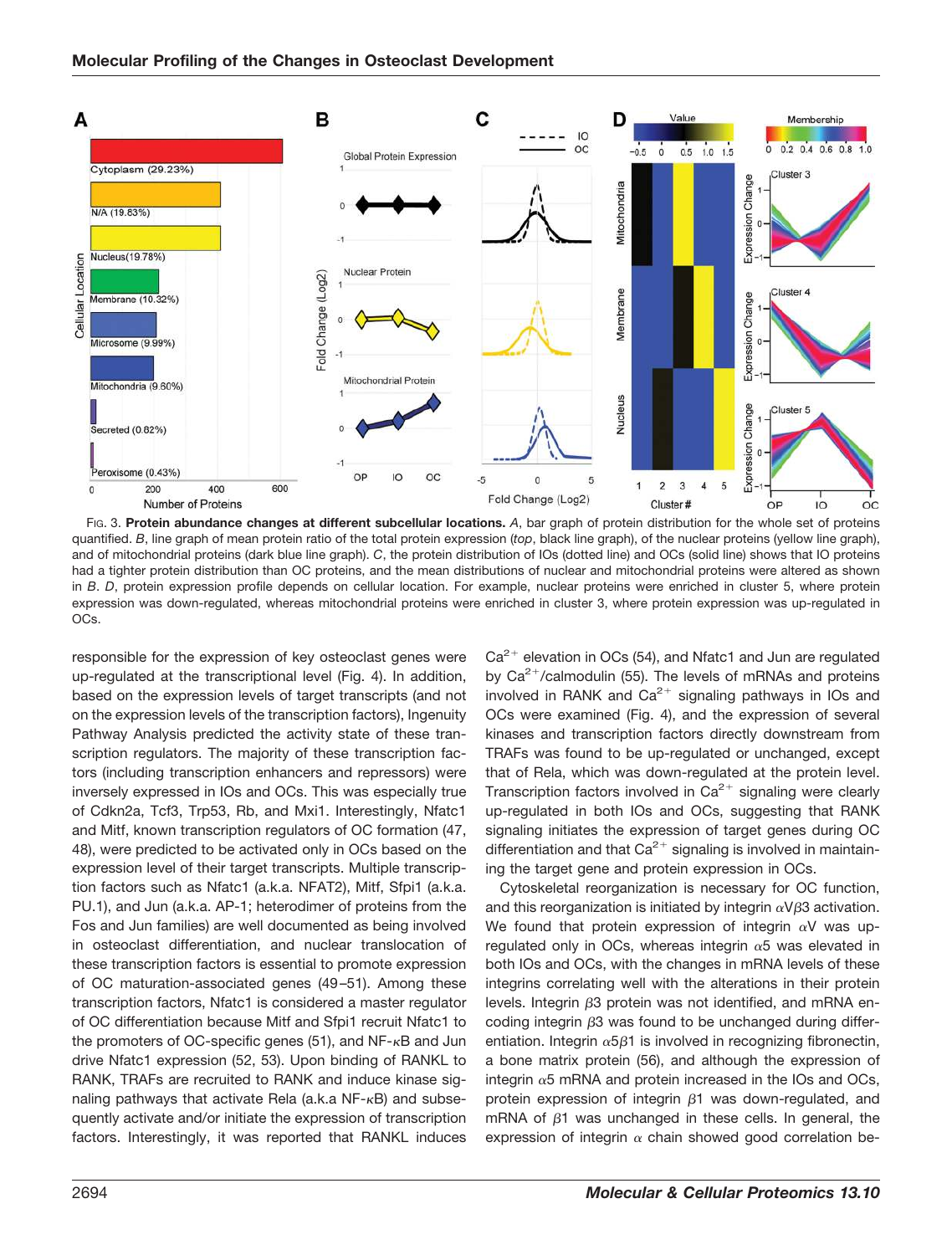FIG. 3. **Protein abundance changes at different subcellular locations.** *A*, bar graph of protein distribution for the whole set of proteins quantified. *B*, line graph of mean protein ratio of the total protein expression (*top*, black line graph), of the nuclear proteins (yellow line graph), and of mitochondrial proteins (dark blue line graph). *C*, the protein distribution of IOs (dotted line) and OCs (solid line) shows that IO proteins had a tighter protein distribution than OC proteins, and the mean distributions of nuclear and mitochondrial proteins were altered as shown in *B*. *D*, protein expression profile depends on cellular location. For example, nuclear proteins were enriched in cluster 5, where protein expression was down-regulated, whereas mitochondrial proteins were enriched in cluster 3, where protein expression was up-regulated in OCs.

responsible for the expression of key osteoclast genes were up-regulated at the transcriptional level (Fig. 4). In addition, based on the expression levels of target transcripts (and not on the expression levels of the transcription factors), Ingenuity Pathway Analysis predicted the activity state of these transcription regulators. The majority of these transcription factors (including transcription enhancers and repressors) were inversely expressed in IOs and OCs. This was especially true of Cdkn2a, Tcf3, Trp53, Rb, and Mxi1. Interestingly, Nfatc1 and Mitf, known transcription regulators of OC formation (47, 48), were predicted to be activated only in OCs based on the expression level of their target transcripts. Multiple transcription factors such as Nfatc1 (a.k.a. NFAT2), Mitf, Sfpi1 (a.k.a. PU.1), and Jun (a.k.a. AP-1; heterodimer of proteins from the Fos and Jun families) are well documented as being involved in osteoclast differentiation, and nuclear translocation of these transcription factors is essential to promote expression of OC maturation-associated genes (49–51). Among these transcription factors, Nfatc1 is considered a master regulator of OC differentiation because Mitf and Sfpi1 recruit Nfatc1 to the promoters of OC-specific genes (51), and NF-κB and Jun drive Nfatc1 expression (52, 53). Upon binding of RANKL to RANK, TRAFs are recruited to RANK and induce kinase signaling pathways that activate Rela (a.k.a NF-κB) and subsequently activate and/or initiate the expression of transcription factors. Interestingly, it was reported that RANKL induces $Ca^{2+}$ elevation in OCs (54), and Nfatc1 and Jun are regulated by $Ca^{2+}$/calmodulin (55). The levels of mRNAs and proteins involved in RANK and $Ca^{2+}$ signaling pathways in IOs and OCs were examined (Fig. 4), and the expression of several kinases and transcription factors directly downstream from TRAFs was found to be up-regulated or unchanged, except that of Rela, which was down-regulated at the protein level. Transcription factors involved in $Ca^{2+}$ signaling were clearly up-regulated in both IOs and OCs, suggesting that RANK signaling initiates the expression of target genes during OC differentiation and that $Ca^{2+}$ signaling is involved in maintaining the target gene and protein expression in OCs.

Cytoskeletal reorganization is necessary for OC function, and this reorganization is initiated by integrin $\alpha V\beta 3$ activation. We found that protein expression of integrin $\alpha V$ was up-regulated only in OCs, whereas integrin $\alpha 5$ was elevated in both IOs and OCs, with the changes in mRNA levels of these integrins correlating well with the alterations in their protein levels. Integrin $\beta 3$ protein was not identified, and mRNA encoding integrin $\beta 3$ was found to be unchanged during differentiation. Integrin $\alpha 5\beta 1$ is involved in recognizing fibronectin, a bone matrix protein (56), and although the expression of integrin $\alpha 5$ mRNA and protein increased in the IOs and OCs, protein expression of integrin $\beta 1$ was down-regulated, and mRNA of $\beta 1$ was unchanged in these cells. In general, the expression of integrin $\alpha$ chain showed good correlation be-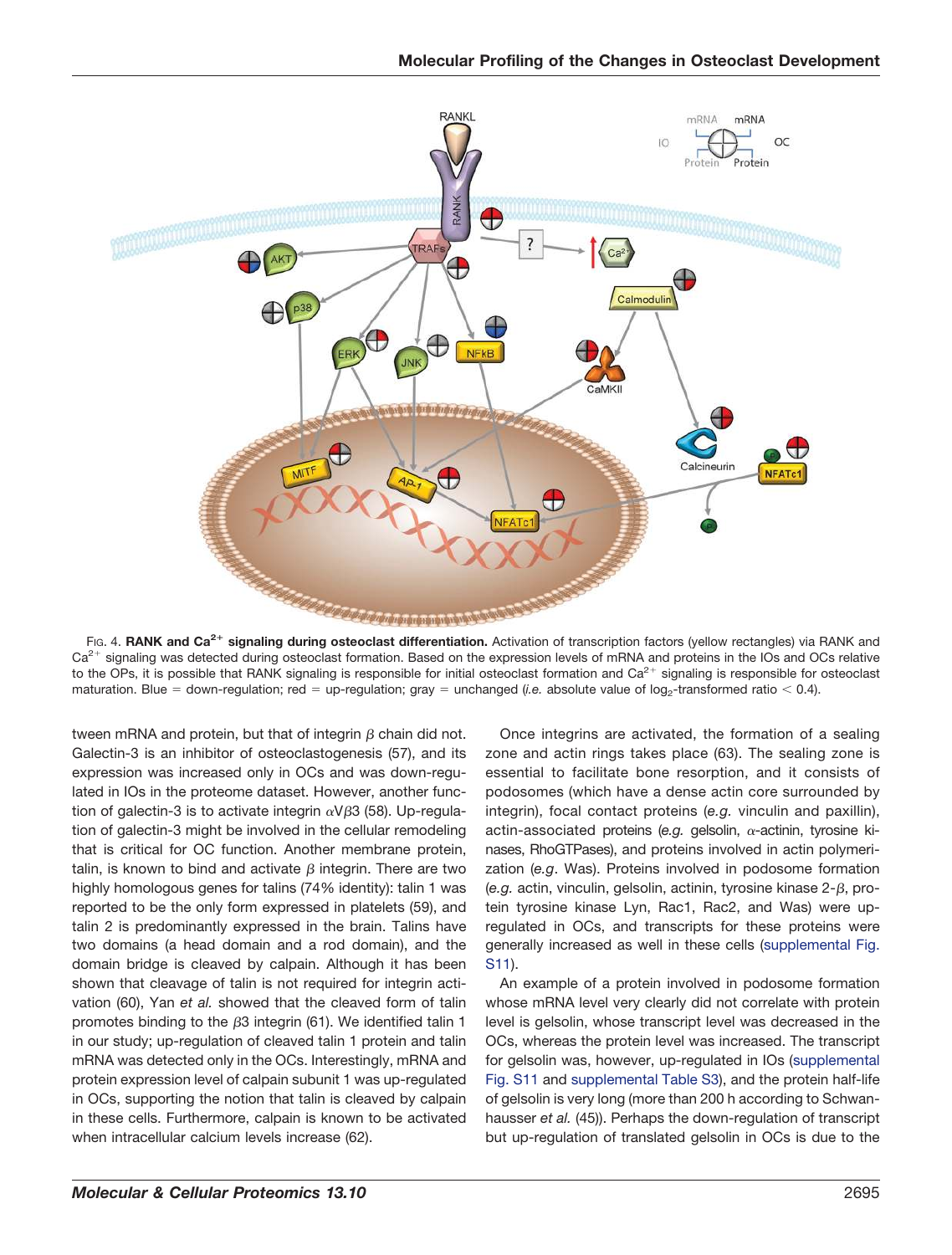Fig. 4. **RANK and $Ca^{2+}$ signaling during osteoclast differentiation.** Activation of transcription factors (yellow rectangles) via RANK and $Ca^{2+}$ signaling was detected during osteoclast formation. Based on the expression levels of mRNA and proteins in the IOs and OCs relative to the OPs, it is possible that RANK signaling is responsible for initial osteoclast formation and $Ca^{2+}$ signaling is responsible for osteoclast maturation. Blue = down-regulation; red = up-regulation; gray = unchanged (*i.e.* absolute value of $\log_2$-transformed ratio $< 0.4$).

tween mRNA and protein, but that of integrin $\beta$ chain did not. Galectin-3 is an inhibitor of osteoclastogenesis (57), and its expression was increased only in OCs and was down-regulated in IOs in the proteome dataset. However, another function of galectin-3 is to activate integrin $\alpha V\beta 3$ (58). Up-regulation of galectin-3 might be involved in the cellular remodeling that is critical for OC function. Another membrane protein, talin, is known to bind and activate $\beta$ integrin. There are two highly homologous genes for talins (74% identity): talin 1 was reported to be the only form expressed in platelets (59), and talin 2 is predominantly expressed in the brain. Talins have two domains (a head domain and a rod domain), and the domain bridge is cleaved by calpain. Although it has been shown that cleavage of talin is not required for integrin activation (60), Yan *et al.* showed that the cleaved form of talin promotes binding to the $\beta 3$ integrin (61). We identified talin 1 in our study; up-regulation of cleaved talin 1 protein and talin mRNA was detected only in the OCs. Interestingly, mRNA and protein expression level of calpain subunit 1 was up-regulated in OCs, supporting the notion that talin is cleaved by calpain in these cells. Furthermore, calpain is known to be activated when intracellular calcium levels increase (62).

Once integrins are activated, the formation of a sealing zone and actin rings takes place (63). The sealing zone is essential to facilitate bone resorption, and it consists of podosomes (which have a dense actin core surrounded by integrin), focal contact proteins (*e.g.* vinculin and paxillin), actin-associated proteins (*e.g.* gelsolin, $\alpha$-actinin, tyrosine kinases, RhoGTPases), and proteins involved in actin polymerization (*e.g.* Was). Proteins involved in podosome formation (*e.g.* actin, vinculin, gelsolin, actinin, tyrosine kinase 2-$\beta$, protein tyrosine kinase Lyn, Rac1, Rac2, and Was) were up-regulated in OCs, and transcripts for these proteins were generally increased as well in these cells (supplemental Fig. S11).

An example of a protein involved in podosome formation whose mRNA level very clearly did not correlate with protein level is gelsolin, whose transcript level was decreased in the OCs, whereas the protein level was increased. The transcript for gelsolin was, however, up-regulated in IOs (supplemental Fig. S11 and supplemental Table S3), and the protein half-life of gelsolin is very long (more than 200 h according to Schwanhausser *et al.* (45)). Perhaps the down-regulation of transcript but up-regulation of translated gelsolin in OCs is due to the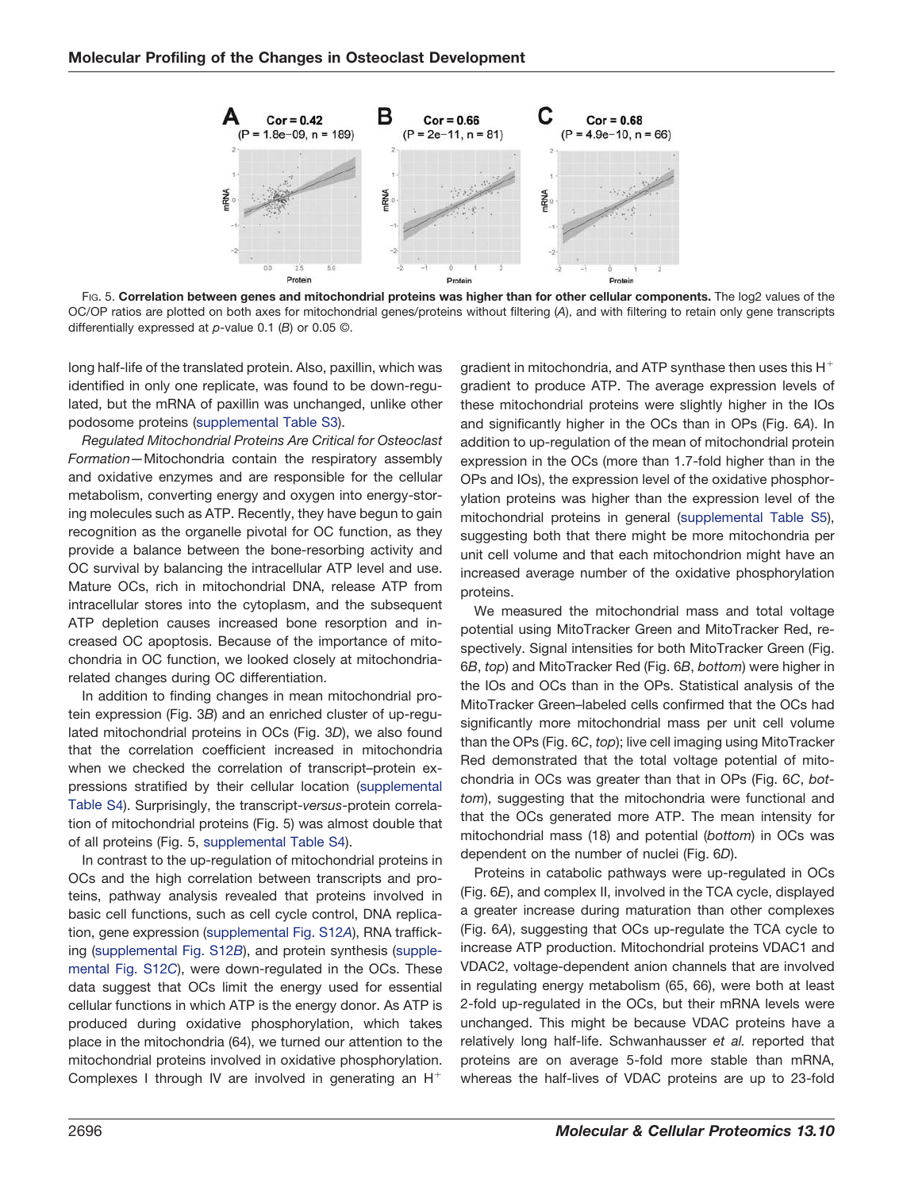FIG. 5. **Correlation between genes and mitochondrial proteins was higher than for other cellular components.** The log2 values of the OC/OP ratios are plotted on both axes for mitochondrial genes/proteins without filtering (*A*), and with filtering to retain only gene transcripts differentially expressed at *p*-value 0.1 (*B*) or 0.05 ©.

long half-life of the translated protein. Also, paxillin, which was identified in only one replicate, was found to be down-regulated, but the mRNA of paxillin was unchanged, unlike other podosome proteins (supplemental Table S3).

*Regulated Mitochondrial Proteins Are Critical for Osteoclast Formation*—Mitochondria contain the respiratory assembly and oxidative enzymes and are responsible for the cellular metabolism, converting energy and oxygen into energy-storing molecules such as ATP. Recently, they have begun to gain recognition as the organelle pivotal for OC function, as they provide a balance between the bone-resorbing activity and OC survival by balancing the intracellular ATP level and use. Mature OCs, rich in mitochondrial DNA, release ATP from intracellular stores into the cytoplasm, and the subsequent ATP depletion causes increased bone resorption and increased OC apoptosis. Because of the importance of mitochondria in OC function, we looked closely at mitochondria-related changes during OC differentiation.

In addition to finding changes in mean mitochondrial protein expression (Fig. 3*B*) and an enriched cluster of up-regulated mitochondrial proteins in OCs (Fig. 3*D*), we also found that the correlation coefficient increased in mitochondria when we checked the correlation of transcript–protein expressions stratified by their cellular location (supplemental Table S4). Surprisingly, the transcript-*versus*-protein correlation of mitochondrial proteins (Fig. 5) was almost double that of all proteins (Fig. 5, supplemental Table S4).

In contrast to the up-regulation of mitochondrial proteins in OCs and the high correlation between transcripts and proteins, pathway analysis revealed that proteins involved in basic cell functions, such as cell cycle control, DNA replication, gene expression (supplemental Fig. S12*A*), RNA trafficking (supplemental Fig. S12*B*), and protein synthesis (supplemental Fig. S12*C*), were down-regulated in the OCs. These data suggest that OCs limit the energy used for essential cellular functions in which ATP is the energy donor. As ATP is produced during oxidative phosphorylation, which takes place in the mitochondria (64), we turned our attention to the mitochondrial proteins involved in oxidative phosphorylation. Complexes I through IV are involved in generating an $H^+$ gradient in mitochondria, and ATP synthase then uses this $H^+$ gradient to produce ATP. The average expression levels of these mitochondrial proteins were slightly higher in the IOs and significantly higher in the OCs than in OPs (Fig. 6*A*). In addition to up-regulation of the mean of mitochondrial protein expression in the OCs (more than 1.7-fold higher than in the OPs and IOs), the expression level of the oxidative phosphorylation proteins was higher than the expression level of the mitochondrial proteins in general (supplemental Table S5), suggesting both that there might be more mitochondria per unit cell volume and that each mitochondrion might have an increased average number of the oxidative phosphorylation proteins.

We measured the mitochondrial mass and total voltage potential using MitoTracker Green and MitoTracker Red, respectively. Signal intensities for both MitoTracker Green (Fig. 6*B*, *top*) and MitoTracker Red (Fig. 6*B*, *bottom*) were higher in the IOs and OCs than in the OPs. Statistical analysis of the MitoTracker Green–labeled cells confirmed that the OCs had significantly more mitochondrial mass per unit cell volume than the OPs (Fig. 6*C*, *top*); live cell imaging using MitoTracker Red demonstrated that the total voltage potential of mitochondria in OCs was greater than that in OPs (Fig. 6*C*, *bottom*), suggesting that the mitochondria were functional and that the OCs generated more ATP. The mean intensity for mitochondrial mass (18) and potential (*bottom*) in OCs was dependent on the number of nuclei (Fig. 6*D*).

Proteins in catabolic pathways were up-regulated in OCs (Fig. 6*E*), and complex II, involved in the TCA cycle, displayed a greater increase during maturation than other complexes (Fig. 6*A*), suggesting that OCs up-regulate the TCA cycle to increase ATP production. Mitochondrial proteins VDAC1 and VDAC2, voltage-dependent anion channels that are involved in regulating energy metabolism (65, 66), were both at least 2-fold up-regulated in the OCs, but their mRNA levels were unchanged. This might be because VDAC proteins have a relatively long half-life. Schwanhausser *et al.* reported that proteins are on average 5-fold more stable than mRNA, whereas the half-lives of VDAC proteins are up to 23-fold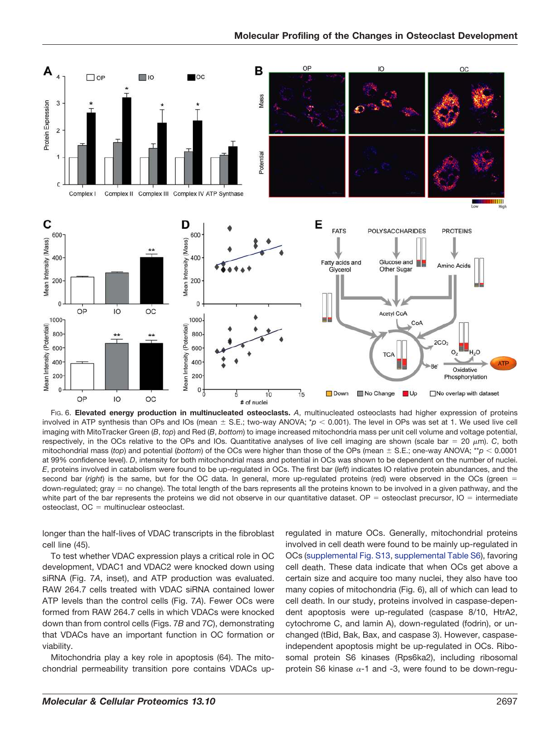FIG. 6. **Elevated energy production in multinucleated osteoclasts.** *A*, multinucleated osteoclasts had higher expression of proteins involved in ATP synthesis than OPs and IOs (mean ± S.E.; two-way ANOVA; *$p < 0.001$). The level in OPs was set at 1. We used live cell imaging with MitoTracker Green (*B*, *top*) and Red (*B*, *bottom*) to image increased mitochondria mass per unit cell volume and voltage potential, respectively, in the OCs relative to the OPs and IOs. Quantitative analyses of live cell imaging are shown (scale bar = 20 $\mu$m). *C*, both mitochondrial mass (*top*) and potential (*bottom*) of the OCs were higher than those of the OPs (mean ± S.E.; one-way ANOVA; **$p < 0.0001$ at 99% confidence level). *D*, intensity for both mitochondrial mass and potential in OCs was shown to be dependent on the number of nuclei. *E*, proteins involved in catabolism were found to be up-regulated in OCs. The first bar (*left*) indicates IO relative protein abundances, and the second bar (*right*) is the same, but for the OC data. In general, more up-regulated proteins (red) were observed in the OCs (green = down-regulated; gray = no change). The total length of the bars represents all the proteins known to be involved in a given pathway, and the white part of the bar represents the proteins we did not observe in our quantitative dataset. OP = osteoclast precursor, IO = intermediate osteoclast, OC = multinuclear osteoclast.

longer than the half-lives of VDAC transcripts in the fibroblast cell line (45).

To test whether VDAC expression plays a critical role in OC development, VDAC1 and VDAC2 were knocked down using siRNA (Fig. 7*A*, inset), and ATP production was evaluated. RAW 264.7 cells treated with VDAC siRNA contained lower ATP levels than the control cells (Fig. 7*A*). Fewer OCs were formed from RAW 264.7 cells in which VDACs were knocked down than from control cells (Figs. 7*B* and 7*C*), demonstrating that VDACs have an important function in OC formation or viability.

Mitochondria play a key role in apoptosis (64). The mitochondrial permeability transition pore contains VDACs up-regulated in mature OCs. Generally, mitochondrial proteins involved in cell death were found to be mainly up-regulated in OCs (supplemental Fig. S13, supplemental Table S6), favoring cell death. These data indicate that when OCs get above a certain size and acquire too many nuclei, they also have too many copies of mitochondria (Fig. 6), all of which can lead to cell death. In our study, proteins involved in caspase-dependent apoptosis were up-regulated (caspase 8/10, HtrA2, cytochrome C, and lamin A), down-regulated (fodrin), or unchanged (tBid, Bak, Bax, and caspase 3). However, caspase-independent apoptosis might be up-regulated in OCs. Ribosomal protein S6 kinases (Rps6ka2), including ribosomal protein S6 kinase $\alpha$-1 and -3, were found to be down-regu-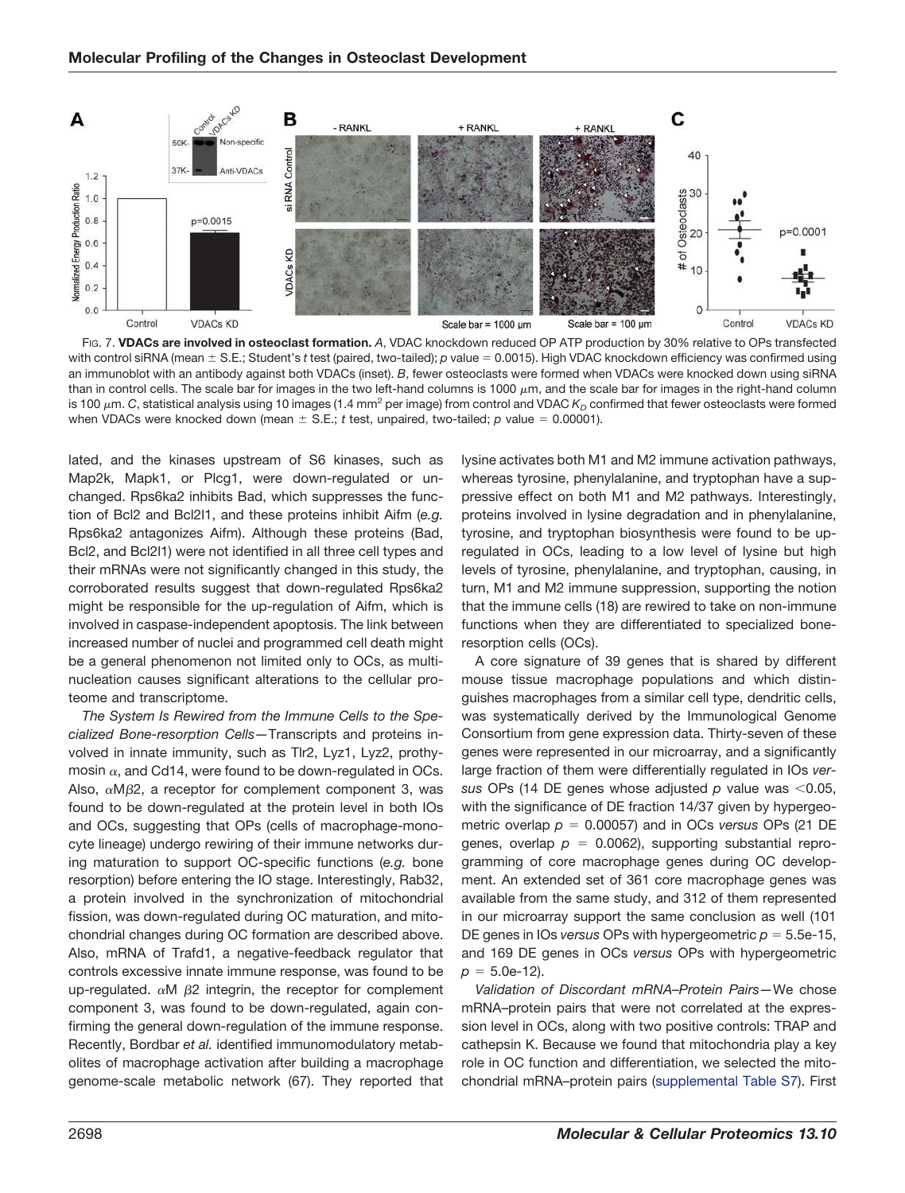FIG. 7. **VDACs are involved in osteoclast formation.** *A*, VDAC knockdown reduced OP ATP production by 30% relative to OPs transfected with control siRNA (mean ± S.E.; Student's *t* test (paired, two-tailed); *p* value = 0.0015). High VDAC knockdown efficiency was confirmed using an immunoblot with an antibody against both VDACs (inset). *B*, fewer osteoclasts were formed when VDACs were knocked down using siRNA than in control cells. The scale bar for images in the two left-hand columns is 1000 μm, and the scale bar for images in the right-hand column is 100 μm. *C*, statistical analysis using 10 images (1.4 $mm^2$ per image) from control and VDAC $K_D$ confirmed that fewer osteoclasts were formed when VDACs were knocked down (mean ± S.E.; *t* test, unpaired, two-tailed; *p* value = 0.00001).

lated, and the kinases upstream of S6 kinases, such as Map2k, Mapk1, or Plcg1, were down-regulated or unchanged. Rps6ka2 inhibits Bad, which suppresses the function of Bcl2 and Bcl2l1, and these proteins inhibit Aifm (*e.g.* Rps6ka2 antagonizes Aifm). Although these proteins (Bad, Bcl2, and Bcl2l1) were not identified in all three cell types and their mRNAs were not significantly changed in this study, the corroborated results suggest that down-regulated Rps6ka2 might be responsible for the up-regulation of Aifm, which is involved in caspase-independent apoptosis. The link between increased number of nuclei and programmed cell death might be a general phenomenon not limited only to OCs, as multinucleation causes significant alterations to the cellular proteome and transcriptome.

*The System Is Rewired from the Immune Cells to the Specialized Bone-resorption Cells*—Transcripts and proteins involved in innate immunity, such as Tlr2, Lyz1, Lyz2, prothymosin α, and Cd14, were found to be down-regulated in OCs. Also, αMβ2, a receptor for complement component 3, was found to be down-regulated at the protein level in both IOs and OCs, suggesting that OPs (cells of macrophage-monocyte lineage) undergo rewiring of their immune networks during maturation to support OC-specific functions (*e.g.* bone resorption) before entering the IO stage. Interestingly, Rab32, a protein involved in the synchronization of mitochondrial fission, was down-regulated during OC maturation, and mitochondrial changes during OC formation are described above. Also, mRNA of Trafd1, a negative-feedback regulator that controls excessive innate immune response, was found to be up-regulated. αM β2 integrin, the receptor for complement component 3, was found to be down-regulated, again confirming the general down-regulation of the immune response. Recently, Bordbar *et al.* identified immunomodulatory metabolites of macrophage activation after building a macrophage genome-scale metabolic network (67). They reported that lysine activates both M1 and M2 immune activation pathways, whereas tyrosine, phenylalanine, and tryptophan have a suppressive effect on both M1 and M2 pathways. Interestingly, proteins involved in lysine degradation and in phenylalanine, tyrosine, and tryptophan biosynthesis were found to be up-regulated in OCs, leading to a low level of lysine but high levels of tyrosine, phenylalanine, and tryptophan, causing, in turn, M1 and M2 immune suppression, supporting the notion that the immune cells (18) are rewired to take on non-immune functions when they are differentiated to specialized bone-resorption cells (OCs).

A core signature of 39 genes that is shared by different mouse tissue macrophage populations and which distinguishes macrophages from a similar cell type, dendritic cells, was systematically derived by the Immunological Genome Consortium from gene expression data. Thirty-seven of these genes were represented in our microarray, and a significantly large fraction of them were differentially regulated in IOs *versus* OPs (14 DE genes whose adjusted *p* value was $<0.05$, with the significance of DE fraction 14/37 given by hypergeometric overlap $p = 0.00057$) and in OCs *versus* OPs (21 DE genes, overlap $p = 0.0062$), supporting substantial reprogramming of core macrophage genes during OC development. An extended set of 361 core macrophage genes was available from the same study, and 312 of them represented in our microarray support the same conclusion as well (101 DE genes in IOs *versus* OPs with hypergeometric $p = 5.5\text{e-}15$, and 169 DE genes in OCs *versus* OPs with hypergeometric $p = 5.0\text{e-}12$).

*Validation of Discordant mRNA–Protein Pairs*—We chose mRNA–protein pairs that were not correlated at the expression level in OCs, along with two positive controls: TRAP and cathepsin K. Because we found that mitochondria play a key role in OC function and differentiation, we selected the mitochondrial mRNA–protein pairs (supplemental Table S7). First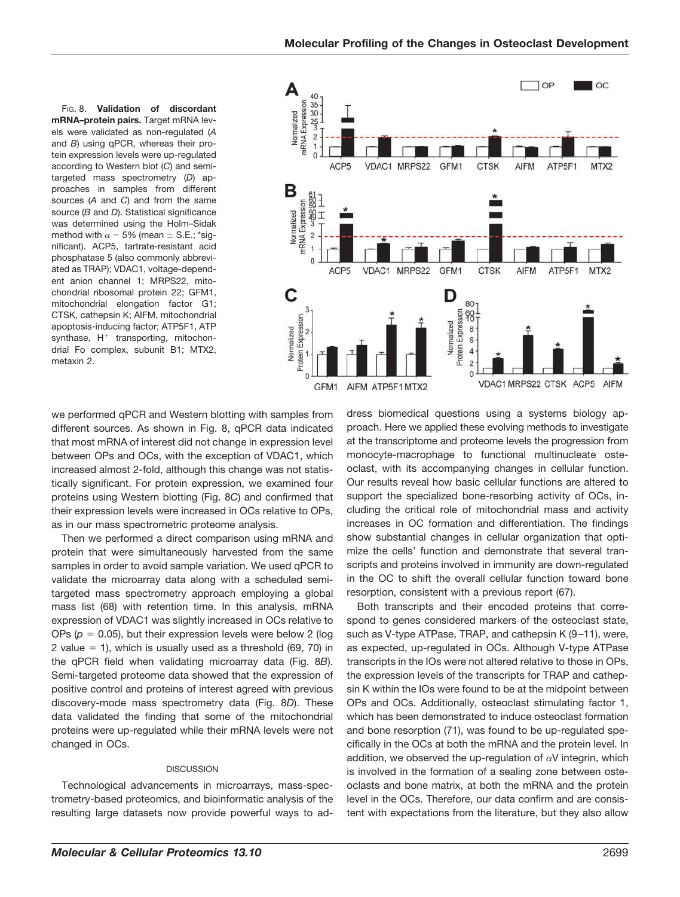FIG. 8. **Validation of discordant mRNA–protein pairs.** Target mRNA levels were validated as non-regulated (*A* and *B*) using qPCR, whereas their protein expression levels were up-regulated according to Western blot (*C*) and semi-targeted mass spectrometry (*D*) approaches in samples from different sources (*A* and *C*) and from the same source (*B* and *D*). Statistical significance was determined using the Holm–Sidak method with $\alpha = 5\%$ (mean ± S.E.; *significant). ACP5, tartrate-resistant acid phosphatase 5 (also commonly abbreviated as TRAP); VDAC1, voltage-dependent anion channel 1; MRPS22, mitochondrial ribosomal protein 22; GFM1, mitochondrial elongation factor G1; CTSK, cathepsin K; AIFM, mitochondrial apoptosis-inducing factor; ATP5F1, ATP synthase, $H^+$ transporting, mitochondrial Fo complex, subunit B1; MTX2, metaxin 2.

we performed qPCR and Western blotting with samples from different sources. As shown in Fig. 8, qPCR data indicated that most mRNA of interest did not change in expression level between OPs and OCs, with the exception of VDAC1, which increased almost 2-fold, although this change was not statistically significant. For protein expression, we examined four proteins using Western blotting (Fig. 8*C*) and confirmed that their expression levels were increased in OCs relative to OPs, as in our mass spectrometric proteome analysis.

Then we performed a direct comparison using mRNA and protein that were simultaneously harvested from the same samples in order to avoid sample variation. We used qPCR to validate the microarray data along with a scheduled semi-targeted mass spectrometry approach employing a global mass list (68) with retention time. In this analysis, mRNA expression of VDAC1 was slightly increased in OCs relative to OPs ($p = 0.05$), but their expression levels were below 2 (log 2 value = 1), which is usually used as a threshold (69, 70) in the qPCR field when validating microarray data (Fig. 8*B*). Semi-targeted proteome data showed that the expression of positive control and proteins of interest agreed with previous discovery-mode mass spectrometry data (Fig. 8*D*). These data validated the finding that some of the mitochondrial proteins were up-regulated while their mRNA levels were not changed in OCs.

## DISCUSSION

Technological advancements in microarrays, mass-spectrometry-based proteomics, and bioinformatic analysis of the resulting large datasets now provide powerful ways to address biomedical questions using a systems biology approach. Here we applied these evolving methods to investigate at the transcriptome and proteome levels the progression from monocyte-macrophage to functional multinucleate osteoclast, with its accompanying changes in cellular function. Our results reveal how basic cellular functions are altered to support the specialized bone-resorbing activity of OCs, including the critical role of mitochondrial mass and activity increases in OC formation and differentiation. The findings show substantial changes in cellular organization that optimize the cells' function and demonstrate that several transcripts and proteins involved in immunity are down-regulated in the OC to shift the overall cellular function toward bone resorption, consistent with a previous report (67).

Both transcripts and their encoded proteins that correspond to genes considered markers of the osteoclast state, such as V-type ATPase, TRAP, and cathepsin K (9–11), were, as expected, up-regulated in OCs. Although V-type ATPase transcripts in the IOs were not altered relative to those in OPs, the expression levels of the transcripts for TRAP and cathepsin K within the IOs were found to be at the midpoint between OPs and OCs. Additionally, osteoclast stimulating factor 1, which has been demonstrated to induce osteoclast formation and bone resorption (71), was found to be up-regulated specifically in the OCs at both the mRNA and the protein level. In addition, we observed the up-regulation of $\alpha$V integrin, which is involved in the formation of a sealing zone between osteoclasts and bone matrix, at both the mRNA and the protein level in the OCs. Therefore, our data confirm and are consistent with expectations from the literature, but they also allow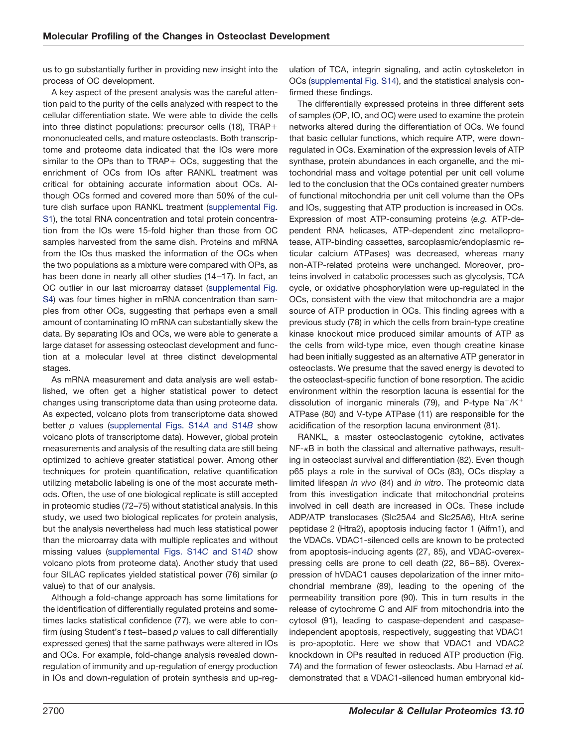us to go substantially further in providing new insight into the process of OC development.

A key aspect of the present analysis was the careful attention paid to the purity of the cells analyzed with respect to the cellular differentiation state. We were able to divide the cells into three distinct populations: precursor cells (18), TRAP+ mononucleated cells, and mature osteoclasts. Both transcriptome and proteome data indicated that the IOs were more similar to the OPs than to TRAP+ OCs, suggesting that the enrichment of OCs from IOs after RANKL treatment was critical for obtaining accurate information about OCs. Although OCs formed and covered more than 50% of the culture dish surface upon RANKL treatment (supplemental Fig. S1), the total RNA concentration and total protein concentration from the IOs were 15-fold higher than those from OC samples harvested from the same dish. Proteins and mRNA from the IOs thus masked the information of the OCs when the two populations as a mixture were compared with OPs, as has been done in nearly all other studies (14–17). In fact, an OC outlier in our last microarray dataset (supplemental Fig. S4) was four times higher in mRNA concentration than samples from other OCs, suggesting that perhaps even a small amount of contaminating IO mRNA can substantially skew the data. By separating IOs and OCs, we were able to generate a large dataset for assessing osteoclast development and function at a molecular level at three distinct developmental stages.

As mRNA measurement and data analysis are well established, we often get a higher statistical power to detect changes using transcriptome data than using proteome data. As expected, volcano plots from transcriptome data showed better *p* values (supplemental Figs. S14*A* and S14*B* show volcano plots of transcriptome data). However, global protein measurements and analysis of the resulting data are still being optimized to achieve greater statistical power. Among other techniques for protein quantification, relative quantification utilizing metabolic labeling is one of the most accurate methods. Often, the use of one biological replicate is still accepted in proteomic studies (72–75) without statistical analysis. In this study, we used two biological replicates for protein analysis, but the analysis nevertheless had much less statistical power than the microarray data with multiple replicates and without missing values (supplemental Figs. S14*C* and S14*D* show volcano plots from proteome data). Another study that used four SILAC replicates yielded statistical power (76) similar (*p* value) to that of our analysis.

Although a fold-change approach has some limitations for the identification of differentially regulated proteins and sometimes lacks statistical confidence (77), we were able to confirm (using Student's *t* test–based *p* values to call differentially expressed genes) that the same pathways were altered in IOs and OCs. For example, fold-change analysis revealed down-regulation of immunity and up-regulation of energy production in IOs and down-regulation of protein synthesis and up-regulation of TCA, integrin signaling, and actin cytoskeleton in OCs (supplemental Fig. S14), and the statistical analysis confirmed these findings.

The differentially expressed proteins in three different sets of samples (OP, IO, and OC) were used to examine the protein networks altered during the differentiation of OCs. We found that basic cellular functions, which require ATP, were down-regulated in OCs. Examination of the expression levels of ATP synthase, protein abundances in each organelle, and the mitochondrial mass and voltage potential per unit cell volume led to the conclusion that the OCs contained greater numbers of functional mitochondria per unit cell volume than the OPs and IOs, suggesting that ATP production is increased in OCs. Expression of most ATP-consuming proteins (*e.g.* ATP-dependent RNA helicases, ATP-dependent zinc metalloprotease, ATP-binding cassettes, sarcoplasmic/endoplasmic reticular calcium ATPases) was decreased, whereas many non-ATP-related proteins were unchanged. Moreover, proteins involved in catabolic processes such as glycolysis, TCA cycle, or oxidative phosphorylation were up-regulated in the OCs, consistent with the view that mitochondria are a major source of ATP production in OCs. This finding agrees with a previous study (78) in which the cells from brain-type creatine kinase knockout mice produced similar amounts of ATP as the cells from wild-type mice, even though creatine kinase had been initially suggested as an alternative ATP generator in osteoclasts. We presume that the saved energy is devoted to the osteoclast-specific function of bone resorption. The acidic environment within the resorption lacuna is essential for the dissolution of inorganic minerals (79), and P-type $Na^+/K^+$ ATPase (80) and V-type ATPase (11) are responsible for the acidification of the resorption lacuna environment (81).

RANKL, a master osteoclastogenic cytokine, activates NF-$\kappa$B in both the classical and alternative pathways, resulting in osteoclast survival and differentiation (82). Even though p65 plays a role in the survival of OCs (83), OCs display a limited lifespan *in vivo* (84) and *in vitro*. The proteomic data from this investigation indicate that mitochondrial proteins involved in cell death are increased in OCs. These include ADP/ATP translocases (Slc25A4 and Slc25A6), HtrA serine peptidase 2 (Htra2), apoptosis inducing factor 1 (Aifm1), and the VDACs. VDAC1-silenced cells are known to be protected from apoptosis-inducing agents (27, 85), and VDAC-overexpressing cells are prone to cell death (22, 86–88). Overexpression of hVDAC1 causes depolarization of the inner mitochondrial membrane (89), leading to the opening of the permeability transition pore (90). This in turn results in the release of cytochrome C and AIF from mitochondria into the cytosol (91), leading to caspase-dependent and caspase-independent apoptosis, respectively, suggesting that VDAC1 is pro-apoptotic. Here we show that VDAC1 and VDAC2 knockdown in OPs resulted in reduced ATP production (Fig. 7*A*) and the formation of fewer osteoclasts. Abu Hamad *et al.* demonstrated that a VDAC1-silenced human embryonal kid-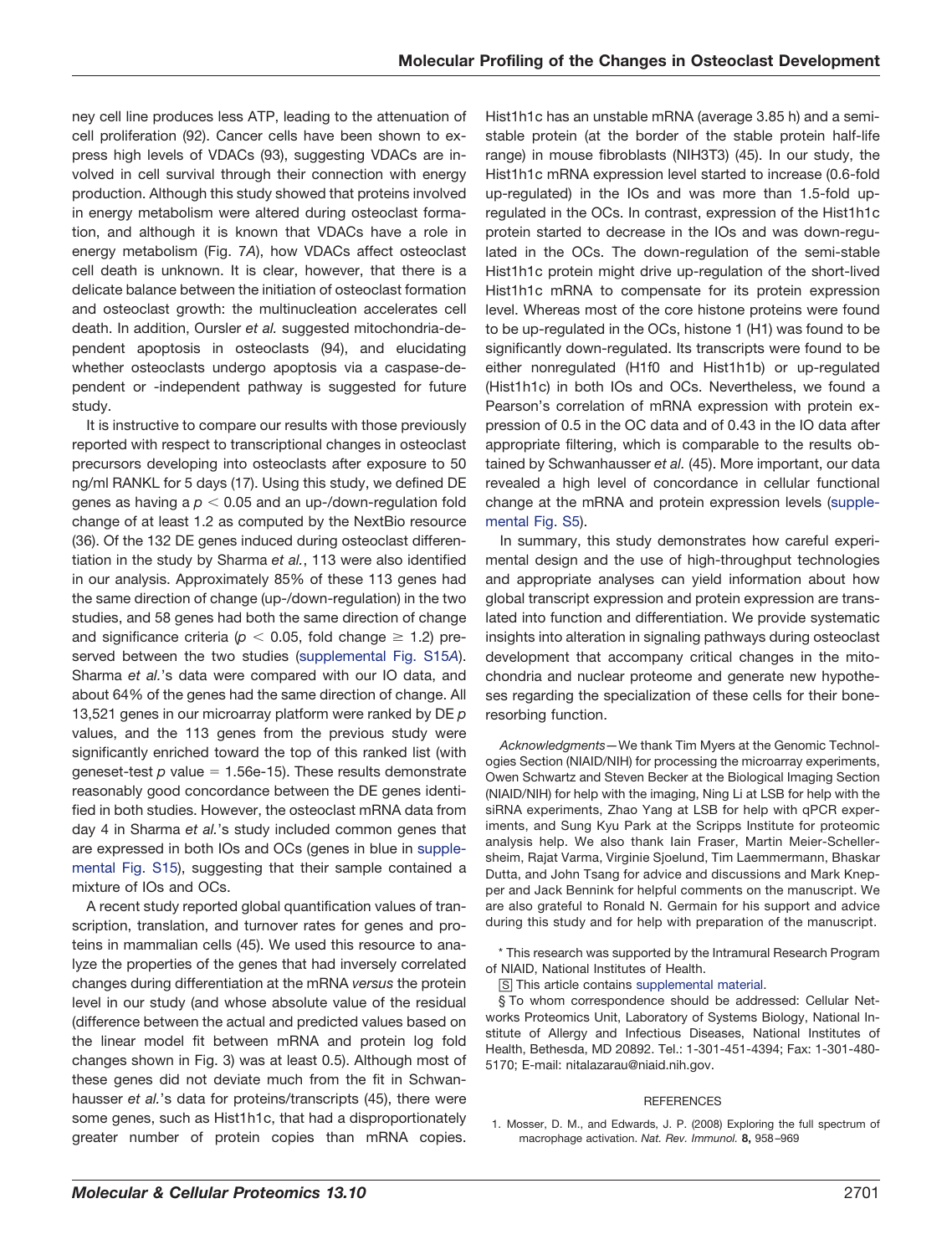ney cell line produces less ATP, leading to the attenuation of cell proliferation (92). Cancer cells have been shown to express high levels of VDACs (93), suggesting VDACs are involved in cell survival through their connection with energy production. Although this study showed that proteins involved in energy metabolism were altered during osteoclast formation, and although it is known that VDACs have a role in energy metabolism (Fig. 7*A*), how VDACs affect osteoclast cell death is unknown. It is clear, however, that there is a delicate balance between the initiation of osteoclast formation and osteoclast growth: the multinucleation accelerates cell death. In addition, Oursler *et al.* suggested mitochondria-dependent apoptosis in osteoclasts (94), and elucidating whether osteoclasts undergo apoptosis via a caspase-dependent or -independent pathway is suggested for future study.

It is instructive to compare our results with those previously reported with respect to transcriptional changes in osteoclast precursors developing into osteoclasts after exposure to 50 ng/ml RANKL for 5 days (17). Using this study, we defined DE genes as having a $p < 0.05$ and an up-/down-regulation fold change of at least 1.2 as computed by the NextBio resource (36). Of the 132 DE genes induced during osteoclast differentiation in the study by Sharma *et al.*, 113 were also identified in our analysis. Approximately 85% of these 113 genes had the same direction of change (up-/down-regulation) in the two studies, and 58 genes had both the same direction of change and significance criteria ($p < 0.05$, fold change $\geq 1.2$) preserved between the two studies (supplemental Fig. S15*A*). Sharma *et al.*'s data were compared with our IO data, and about 64% of the genes had the same direction of change. All 13,521 genes in our microarray platform were ranked by DE *p* values, and the 113 genes from the previous study were significantly enriched toward the top of this ranked list (with geneset-test *p* value = 1.56e-15). These results demonstrate reasonably good concordance between the DE genes identified in both studies. However, the osteoclast mRNA data from day 4 in Sharma *et al.*'s study included common genes that are expressed in both IOs and OCs (genes in blue in supplemental Fig. S15), suggesting that their sample contained a mixture of IOs and OCs.

A recent study reported global quantification values of transcription, translation, and turnover rates for genes and proteins in mammalian cells (45). We used this resource to analyze the properties of the genes that had inversely correlated changes during differentiation at the mRNA *versus* the protein level in our study (and whose absolute value of the residual (difference between the actual and predicted values based on the linear model fit between mRNA and protein log fold changes shown in Fig. 3) was at least 0.5). Although most of these genes did not deviate much from the fit in Schwanhausser *et al.*'s data for proteins/transcripts (45), there were some genes, such as Hist1h1c, that had a disproportionately greater number of protein copies than mRNA copies. Hist1h1c has an unstable mRNA (average 3.85 h) and a semi-stable protein (at the border of the stable protein half-life range) in mouse fibroblasts (NIH3T3) (45). In our study, the Hist1h1c mRNA expression level started to increase (0.6-fold up-regulated) in the IOs and was more than 1.5-fold up-regulated in the OCs. In contrast, expression of the Hist1h1c protein started to decrease in the IOs and was down-regulated in the OCs. The down-regulation of the semi-stable Hist1h1c protein might drive up-regulation of the short-lived Hist1h1c mRNA to compensate for its protein expression level. Whereas most of the core histone proteins were found to be up-regulated in the OCs, histone 1 (H1) was found to be significantly down-regulated. Its transcripts were found to be either nonregulated (H1f0 and Hist1h1b) or up-regulated (Hist1h1c) in both IOs and OCs. Nevertheless, we found a Pearson's correlation of mRNA expression with protein expression of 0.5 in the OC data and of 0.43 in the IO data after appropriate filtering, which is comparable to the results obtained by Schwanhausser *et al.* (45). More important, our data revealed a high level of concordance in cellular functional change at the mRNA and protein expression levels (supplemental Fig. S5).

In summary, this study demonstrates how careful experimental design and the use of high-throughput technologies and appropriate analyses can yield information about how global transcript expression and protein expression are translated into function and differentiation. We provide systematic insights into alteration in signaling pathways during osteoclast development that accompany critical changes in the mitochondria and nuclear proteome and generate new hypotheses regarding the specialization of these cells for their bone-resorbing function.

*Acknowledgments*—We thank Tim Myers at the Genomic Technologies Section (NIAID/NIH) for processing the microarray experiments, Owen Schwartz and Steven Becker at the Biological Imaging Section (NIAID/NIH) for help with the imaging, Ning Li at LSB for help with the siRNA experiments, Zhao Yang at LSB for help with qPCR experiments, and Sung Kyu Park at the Scripps Institute for proteomic analysis help. We also thank Iain Fraser, Martin Meier-Schellersheim, Rajat Varma, Virginie Sjoelund, Tim Laemmermann, Bhaskar Dutta, and John Tsang for advice and discussions and Mark Knepper and Jack Bennink for helpful comments on the manuscript. We are also grateful to Ronald N. Germain for his support and advice during this study and for help with preparation of the manuscript.

\* This research was supported by the Intramural Research Program of NIAID, National Institutes of Health.

[S] This article contains supplemental material.

§ To whom correspondence should be addressed: Cellular Networks Proteomics Unit, Laboratory of Systems Biology, National Institute of Allergy and Infectious Diseases, National Institutes of Health, Bethesda, MD 20892. Tel.: 1-301-451-4394; Fax: 1-301-480-5170; E-mail: nitalazarau@niaid.nih.gov.

## REFERENCES

1. Mosser, D. M., and Edwards, J. P. (2008) Exploring the full spectrum of macrophage activation. *Nat. Rev. Immunol.* **8,** 958–969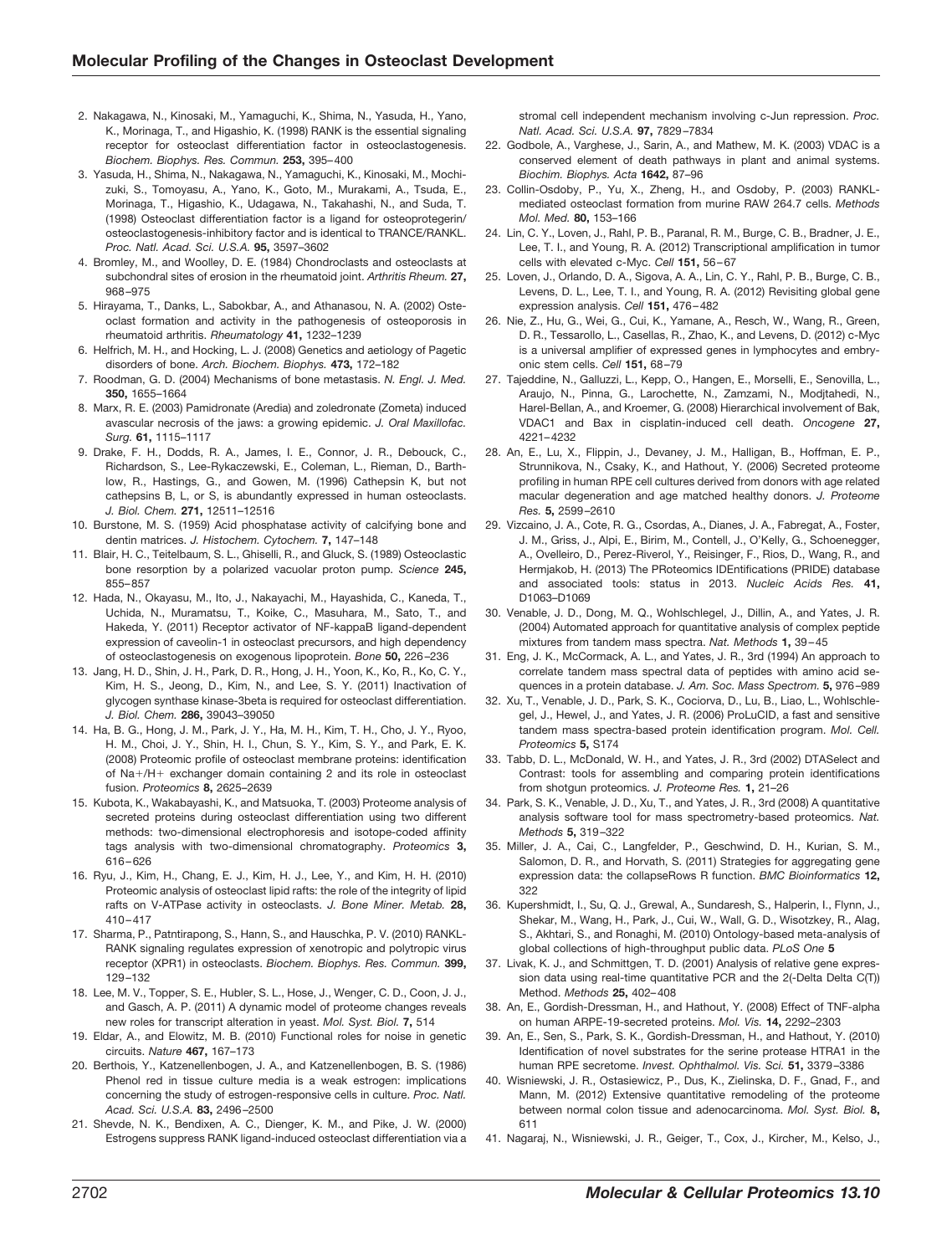2. Nakagawa, N., Kinosaki, M., Yamaguchi, K., Shima, N., Yasuda, H., Yano, K., Morinaga, T., and Higashio, K. (1998) RANK is the essential signaling receptor for osteoclast differentiation factor in osteoclastogenesis. *Biochem. Biophys. Res. Commun.* **253,** 395–400
3. Yasuda, H., Shima, N., Nakagawa, N., Yamaguchi, K., Kinosaki, M., Mochizuki, S., Tomoyasu, A., Yano, K., Goto, M., Murakami, A., Tsuda, E., Morinaga, T., Higashio, K., Udagawa, N., Takahashi, N., and Suda, T. (1998) Osteoclast differentiation factor is a ligand for osteoprotegerin/osteoclastogenesis-inhibitory factor and is identical to TRANCE/RANKL. *Proc. Natl. Acad. Sci. U.S.A.* **95,** 3597–3602
4. Bromley, M., and Woolley, D. E. (1984) Chondroclasts and osteoclasts at subchondral sites of erosion in the rheumatoid joint. *Arthritis Rheum.* **27,** 968–975
5. Hirayama, T., Danks, L., Sabokbar, A., and Athanasou, N. A. (2002) Osteoclast formation and activity in the pathogenesis of osteoporosis in rheumatoid arthritis. *Rheumatology* **41,** 1232–1239
6. Helfrich, M. H., and Hocking, L. J. (2008) Genetics and aetiology of Pagetic disorders of bone. *Arch. Biochem. Biophys.* **473,** 172–182
7. Roodman, G. D. (2004) Mechanisms of bone metastasis. *N. Engl. J. Med.* **350,** 1655–1664
8. Marx, R. E. (2003) Pamidronate (Aredia) and zoledronate (Zometa) induced avascular necrosis of the jaws: a growing epidemic. *J. Oral Maxillofac. Surg.* **61,** 1115–1117
9. Drake, F. H., Dodds, R. A., James, I. E., Connor, J. R., Debouck, C., Richardson, S., Lee-Rykaczewski, E., Coleman, L., Rieman, D., Barthlow, R., Hastings, G., and Gowen, M. (1996) Cathepsin K, but not cathepsins B, L, or S, is abundantly expressed in human osteoclasts. *J. Biol. Chem.* **271,** 12511–12516
10. Burstone, M. S. (1959) Acid phosphatase activity of calcifying bone and dentin matrices. *J. Histochem. Cytochem.* **7,** 147–148
11. Blair, H. C., Teitelbaum, S. L., Ghiselli, R., and Gluck, S. (1989) Osteoclastic bone resorption by a polarized vacuolar proton pump. *Science* **245,** 855–857
12. Hada, N., Okayasu, M., Ito, J., Nakayachi, M., Hayashida, C., Kaneda, T., Uchida, N., Muramatsu, T., Koike, C., Masuhara, M., Sato, T., and Hakeda, Y. (2011) Receptor activator of NF-kappaB ligand-dependent expression of caveolin-1 in osteoclast precursors, and high dependency of osteoclastogenesis on exogenous lipoprotein. *Bone* **50,** 226–236
13. Jang, H. D., Shin, J. H., Park, D. R., Hong, J. H., Yoon, K., Ko, R., Ko, C. Y., Kim, H. S., Jeong, D., Kim, N., and Lee, S. Y. (2011) Inactivation of glycogen synthase kinase-3beta is required for osteoclast differentiation. *J. Biol. Chem.* **286,** 39043–39050
14. Ha, B. G., Hong, J. M., Park, J. Y., Ha, M. H., Kim, T. H., Cho, J. Y., Ryoo, H. M., Choi, J. Y., Shin, H. I., Chun, S. Y., Kim, S. Y., and Park, E. K. (2008) Proteomic profile of osteoclast membrane proteins: identification of Na+/H+ exchanger domain containing 2 and its role in osteoclast fusion. *Proteomics* **8,** 2625–2639
15. Kubota, K., Wakabayashi, K., and Matsuoka, T. (2003) Proteome analysis of secreted proteins during osteoclast differentiation using two different methods: two-dimensional electrophoresis and isotope-coded affinity tags analysis with two-dimensional chromatography. *Proteomics* **3,** 616–626
16. Ryu, J., Kim, H., Chang, E. J., Kim, H. J., Lee, Y., and Kim, H. H. (2010) Proteomic analysis of osteoclast lipid rafts: the role of the integrity of lipid rafts on V-ATPase activity in osteoclasts. *J. Bone Miner. Metab.* **28,** 410–417
17. Sharma, P., Patntirapong, S., Hann, S., and Hauschka, P. V. (2010) RANKL-RANK signaling regulates expression of xenotropic and polytropic virus receptor (XPR1) in osteoclasts. *Biochem. Biophys. Res. Commun.* **399,** 129–132
18. Lee, M. V., Topper, S. E., Hubler, S. L., Hose, J., Wenger, C. D., Coon, J. J., and Gasch, A. P. (2011) A dynamic model of proteome changes reveals new roles for transcript alteration in yeast. *Mol. Syst. Biol.* **7,** 514
19. Eldar, A., and Elowitz, M. B. (2010) Functional roles for noise in genetic circuits. *Nature* **467,** 167–173
20. Berthois, Y., Katzenellenbogen, J. A., and Katzenellenbogen, B. S. (1986) Phenol red in tissue culture media is a weak estrogen: implications concerning the study of estrogen-responsive cells in culture. *Proc. Natl. Acad. Sci. U.S.A.* **83,** 2496–2500
21. Shevde, N. K., Bendixen, A. C., Dienger, K. M., and Pike, J. W. (2000) Estrogens suppress RANK ligand-induced osteoclast differentiation via a stromal cell independent mechanism involving c-Jun repression. *Proc. Natl. Acad. Sci. U.S.A.* **97,** 7829–7834
22. Godbole, A., Varghese, J., Sarin, A., and Mathew, M. K. (2003) VDAC is a conserved element of death pathways in plant and animal systems. *Biochim. Biophys. Acta* **1642,** 87–96
23. Collin-Osdoby, P., Yu, X., Zheng, H., and Osdoby, P. (2003) RANKL-mediated osteoclast formation from murine RAW 264.7 cells. *Methods Mol. Med.* **80,** 153–166
24. Lin, C. Y., Loven, J., Rahl, P. B., Paranal, R. M., Burge, C. B., Bradner, J. E., Lee, T. I., and Young, R. A. (2012) Transcriptional amplification in tumor cells with elevated c-Myc. *Cell* **151,** 56–67
25. Loven, J., Orlando, D. A., Sigova, A. A., Lin, C. Y., Rahl, P. B., Burge, C. B., Levens, D. L., Lee, T. I., and Young, R. A. (2012) Revisiting global gene expression analysis. *Cell* **151,** 476–482
26. Nie, Z., Hu, G., Wei, G., Cui, K., Yamane, A., Resch, W., Wang, R., Green, D. R., Tessarollo, L., Casellas, R., Zhao, K., and Levens, D. (2012) c-Myc is a universal amplifier of expressed genes in lymphocytes and embryonic stem cells. *Cell* **151,** 68–79
27. Tajeddine, N., Galluzzi, L., Kepp, O., Hangen, E., Morselli, E., Senovilla, L., Araujo, N., Pinna, G., Larochette, N., Zamzami, N., Modjtahedi, N., Harel-Bellan, A., and Kroemer, G. (2008) Hierarchical involvement of Bak, VDAC1 and Bax in cisplatin-induced cell death. *Oncogene* **27,** 4221–4232
28. An, E., Lu, X., Flippin, J., Devaney, J. M., Halligan, B., Hoffman, E. P., Strunnikova, N., Csaky, K., and Hathout, Y. (2006) Secreted proteome profiling in human RPE cell cultures derived from donors with age related macular degeneration and age matched healthy donors. *J. Proteome Res.* **5,** 2599–2610
29. Vizcaino, J. A., Cote, R. G., Csordas, A., Dianes, J. A., Fabregat, A., Foster, J. M., Griss, J., Alpi, E., Birim, M., Contell, J., O'Kelly, G., Schoenegger, A., Ovelleiro, D., Perez-Riverol, Y., Reisinger, F., Rios, D., Wang, R., and Hermjakob, H. (2013) The PRoteomics IDEntifications (PRIDE) database and associated tools: status in 2013. *Nucleic Acids Res.* **41,** D1063–D1069
30. Venable, J. D., Dong, M. Q., Wohlschlegel, J., Dillin, A., and Yates, J. R. (2004) Automated approach for quantitative analysis of complex peptide mixtures from tandem mass spectra. *Nat. Methods* **1,** 39–45
31. Eng, J. K., McCormack, A. L., and Yates, J. R., 3rd (1994) An approach to correlate tandem mass spectral data of peptides with amino acid sequences in a protein database. *J. Am. Soc. Mass Spectrom.* **5,** 976–989
32. Xu, T., Venable, J. D., Park, S. K., Cociorva, D., Lu, B., Liao, L., Wohlschlegel, J., Hewel, J., and Yates, J. R. (2006) ProLuCID, a fast and sensitive tandem mass spectra-based protein identification program. *Mol. Cell. Proteomics* **5,** S174
33. Tabb, D. L., McDonald, W. H., and Yates, J. R., 3rd (2002) DTASelect and Contrast: tools for assembling and comparing protein identifications from shotgun proteomics. *J. Proteome Res.* **1,** 21–26
34. Park, S. K., Venable, J. D., Xu, T., and Yates, J. R., 3rd (2008) A quantitative analysis software tool for mass spectrometry-based proteomics. *Nat. Methods* **5,** 319–322
35. Miller, J. A., Cai, C., Langfelder, P., Geschwind, D. H., Kurian, S. M., Salomon, D. R., and Horvath, S. (2011) Strategies for aggregating gene expression data: the collapseRows R function. *BMC Bioinformatics* **12,** 322
36. Kupershmidt, I., Su, Q. J., Grewal, A., Sundaresh, S., Halperin, I., Flynn, J., Shekar, M., Wang, H., Park, J., Cui, W., Wall, G. D., Wisotzkey, R., Alag, S., Akhtari, S., and Ronaghi, M. (2010) Ontology-based meta-analysis of global collections of high-throughput public data. *PLoS One* **5**
37. Livak, K. J., and Schmittgen, T. D. (2001) Analysis of relative gene expression data using real-time quantitative PCR and the 2(-Delta Delta C(T)) Method. *Methods* **25,** 402–408
38. An, E., Gordish-Dressman, H., and Hathout, Y. (2008) Effect of TNF-alpha on human ARPE-19-secreted proteins. *Mol. Vis.* **14,** 2292–2303
39. An, E., Sen, S., Park, S. K., Gordish-Dressman, H., and Hathout, Y. (2010) Identification of novel substrates for the serine protease HTRA1 in the human RPE secretome. *Invest. Ophthalmol. Vis. Sci.* **51,** 3379–3386
40. Wisniewski, J. R., Ostasiewicz, P., Dus, K., Zielinska, D. F., Gnad, F., and Mann, M. (2012) Extensive quantitative remodeling of the proteome between normal colon tissue and adenocarcinoma. *Mol. Syst. Biol.* **8,** 611
41. Nagaraj, N., Wisniewski, J. R., Geiger, T., Cox, J., Kircher, M., Kelso, J.,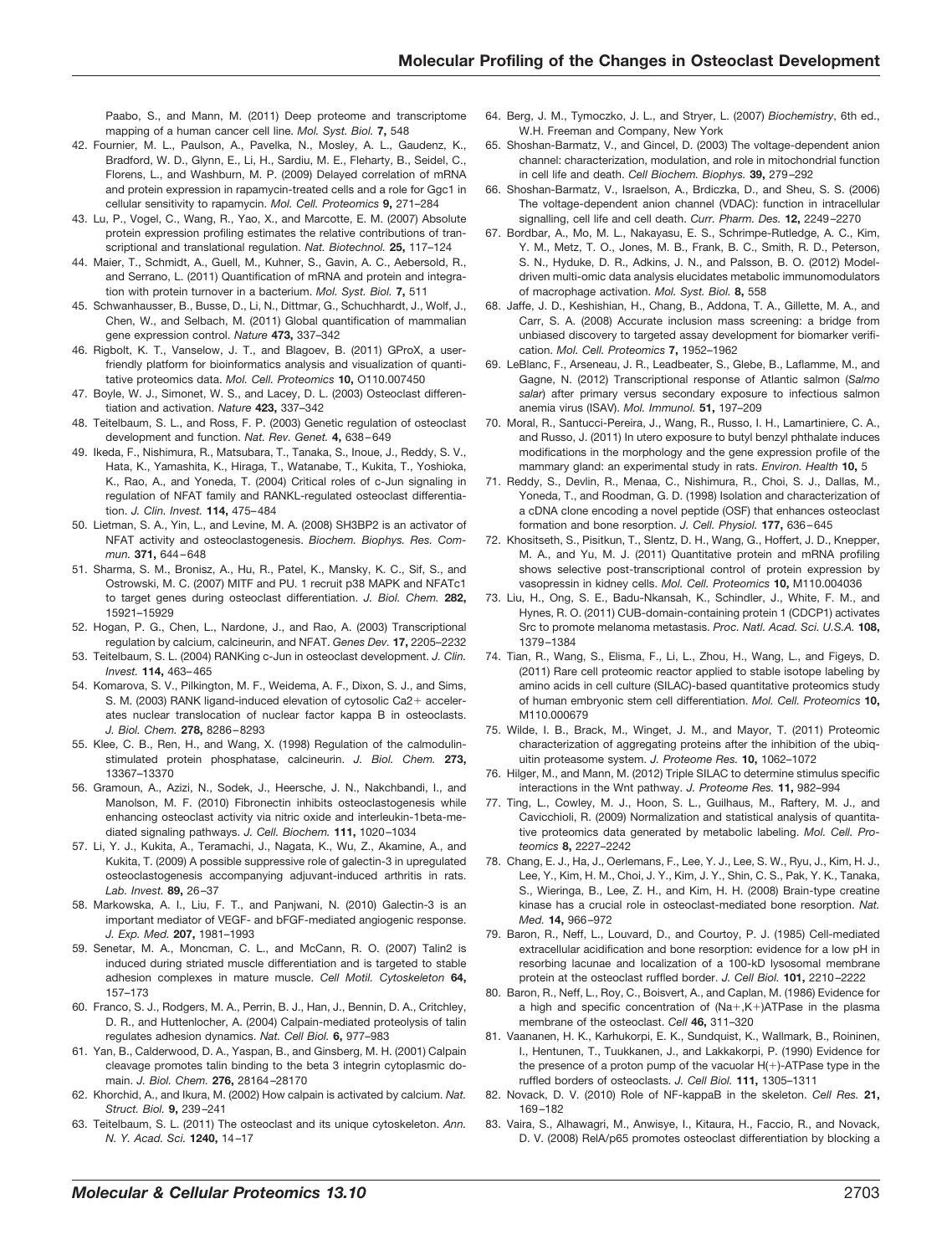Paabo, S., and Mann, M. (2011) Deep proteome and transcriptome mapping of a human cancer cell line. *Mol. Syst. Biol.* **7,** 548

42. Fournier, M. L., Paulson, A., Pavelka, N., Mosley, A. L., Gaudenz, K., Bradford, W. D., Glynn, E., Li, H., Sardiu, M. E., Fleharty, B., Seidel, C., Florens, L., and Washburn, M. P. (2009) Delayed correlation of mRNA and protein expression in rapamycin-treated cells and a role for Ggc1 in cellular sensitivity to rapamycin. *Mol. Cell. Proteomics* **9,** 271–284
43. Lu, P., Vogel, C., Wang, R., Yao, X., and Marcotte, E. M. (2007) Absolute protein expression profiling estimates the relative contributions of transcriptional and translational regulation. *Nat. Biotechnol.* **25,** 117–124
44. Maier, T., Schmidt, A., Guell, M., Kuhner, S., Gavin, A. C., Aebersold, R., and Serrano, L. (2011) Quantification of mRNA and protein and integration with protein turnover in a bacterium. *Mol. Syst. Biol.* **7,** 511
45. Schwanhausser, B., Busse, D., Li, N., Dittmar, G., Schuchhardt, J., Wolf, J., Chen, W., and Selbach, M. (2011) Global quantification of mammalian gene expression control. *Nature* **473,** 337–342
46. Rigbolt, K. T., Vanselow, J. T., and Blagoev, B. (2011) GProX, a user-friendly platform for bioinformatics analysis and visualization of quantitative proteomics data. *Mol. Cell. Proteomics* **10,** O110.007450
47. Boyle, W. J., Simonet, W. S., and Lacey, D. L. (2003) Osteoclast differentiation and activation. *Nature* **423,** 337–342
48. Teitelbaum, S. L., and Ross, F. P. (2003) Genetic regulation of osteoclast development and function. *Nat. Rev. Genet.* **4,** 638–649
49. Ikeda, F., Nishimura, R., Matsubara, T., Tanaka, S., Inoue, J., Reddy, S. V., Hata, K., Yamashita, K., Hiraga, T., Watanabe, T., Kukita, T., Yoshioka, K., Rao, A., and Yoneda, T. (2004) Critical roles of c-Jun signaling in regulation of NFAT family and RANKL-regulated osteoclast differentiation. *J. Clin. Invest.* **114,** 475–484
50. Lietman, S. A., Yin, L., and Levine, M. A. (2008) SH3BP2 is an activator of NFAT activity and osteoclastogenesis. *Biochem. Biophys. Res. Commun.* **371,** 644–648
51. Sharma, S. M., Bronisz, A., Hu, R., Patel, K., Mansky, K. C., Sif, S., and Ostrowski, M. C. (2007) MITF and PU. 1 recruit p38 MAPK and NFATc1 to target genes during osteoclast differentiation. *J. Biol. Chem.* **282,** 15921–15929
52. Hogan, P. G., Chen, L., Nardone, J., and Rao, A. (2003) Transcriptional regulation by calcium, calcineurin, and NFAT. *Genes Dev.* **17,** 2205–2232
53. Teitelbaum, S. L. (2004) RANKing c-Jun in osteoclast development. *J. Clin. Invest.* **114,** 463–465
54. Komarova, S. V., Pilkington, M. F., Weidema, A. F., Dixon, S. J., and Sims, S. M. (2003) RANK ligand-induced elevation of cytosolic Ca2+ accelerates nuclear translocation of nuclear factor kappa B in osteoclasts. *J. Biol. Chem.* **278,** 8286–8293
55. Klee, C. B., Ren, H., and Wang, X. (1998) Regulation of the calmodulin-stimulated protein phosphatase, calcineurin. *J. Biol. Chem.* **273,** 13367–13370
56. Gramoun, A., Azizi, N., Sodek, J., Heersche, J. N., Nakchbandi, I., and Manolson, M. F. (2010) Fibronectin inhibits osteoclastogenesis while enhancing osteoclast activity via nitric oxide and interleukin-1beta-mediated signaling pathways. *J. Cell. Biochem.* **111,** 1020–1034
57. Li, Y. J., Kukita, A., Teramachi, J., Nagata, K., Wu, Z., Akamine, A., and Kukita, T. (2009) A possible suppressive role of galectin-3 in upregulated osteoclastogenesis accompanying adjuvant-induced arthritis in rats. *Lab. Invest.* **89,** 26–37
58. Markowska, A. I., Liu, F. T., and Panjwani, N. (2010) Galectin-3 is an important mediator of VEGF- and bFGF-mediated angiogenic response. *J. Exp. Med.* **207,** 1981–1993
59. Senetar, M. A., Moncman, C. L., and McCann, R. O. (2007) Talin2 is induced during striated muscle differentiation and is targeted to stable adhesion complexes in mature muscle. *Cell Motil. Cytoskeleton* **64,** 157–173
60. Franco, S. J., Rodgers, M. A., Perrin, B. J., Han, J., Bennin, D. A., Critchley, D. R., and Huttenlocher, A. (2004) Calpain-mediated proteolysis of talin regulates adhesion dynamics. *Nat. Cell Biol.* **6,** 977–983
61. Yan, B., Calderwood, D. A., Yaspan, B., and Ginsberg, M. H. (2001) Calpain cleavage promotes talin binding to the beta 3 integrin cytoplasmic domain. *J. Biol. Chem.* **276,** 28164–28170
62. Khorchid, A., and Ikura, M. (2002) How calpain is activated by calcium. *Nat. Struct. Biol.* **9,** 239–241
63. Teitelbaum, S. L. (2011) The osteoclast and its unique cytoskeleton. *Ann. N. Y. Acad. Sci.* **1240,** 14–17
64. Berg, J. M., Tymoczko, J. L., and Stryer, L. (2007) *Biochemistry*, 6th ed., W.H. Freeman and Company, New York
65. Shoshan-Barmatz, V., and Gincel, D. (2003) The voltage-dependent anion channel: characterization, modulation, and role in mitochondrial function in cell life and death. *Cell Biochem. Biophys.* **39,** 279–292
66. Shoshan-Barmatz, V., Israelson, A., Brdiczka, D., and Sheu, S. S. (2006) The voltage-dependent anion channel (VDAC): function in intracellular signalling, cell life and cell death. *Curr. Pharm. Des.* **12,** 2249–2270
67. Bordbar, A., Mo, M. L., Nakayasu, E. S., Schrimpe-Rutledge, A. C., Kim, Y. M., Metz, T. O., Jones, M. B., Frank, B. C., Smith, R. D., Peterson, S. N., Hyduke, D. R., Adkins, J. N., and Palsson, B. O. (2012) Model-driven multi-omic data analysis elucidates metabolic immunomodulators of macrophage activation. *Mol. Syst. Biol.* **8,** 558
68. Jaffe, J. D., Keshishian, H., Chang, B., Addona, T. A., Gillette, M. A., and Carr, S. A. (2008) Accurate inclusion mass screening: a bridge from unbiased discovery to targeted assay development for biomarker verification. *Mol. Cell. Proteomics* **7,** 1952–1962
69. LeBlanc, F., Arseneau, J. R., Leadbeater, S., Glebe, B., Laflamme, M., and Gagne, N. (2012) Transcriptional response of Atlantic salmon (*Salmo salar*) after primary versus secondary exposure to infectious salmon anemia virus (ISAV). *Mol. Immunol.* **51,** 197–209
70. Moral, R., Santucci-Pereira, J., Wang, R., Russo, I. H., Lamartiniere, C. A., and Russo, J. (2011) In utero exposure to butyl benzyl phthalate induces modifications in the morphology and the gene expression profile of the mammary gland: an experimental study in rats. *Environ. Health* **10,** 5
71. Reddy, S., Devlin, R., Menaa, C., Nishimura, R., Choi, S. J., Dallas, M., Yoneda, T., and Roodman, G. D. (1998) Isolation and characterization of a cDNA clone encoding a novel peptide (OSF) that enhances osteoclast formation and bone resorption. *J. Cell. Physiol.* **177,** 636–645
72. Khositseth, S., Pisitkun, T., Slentz, D. H., Wang, G., Hoffert, J. D., Knepper, M. A., and Yu, M. J. (2011) Quantitative protein and mRNA profiling shows selective post-transcriptional control of protein expression by vasopressin in kidney cells. *Mol. Cell. Proteomics* **10,** M110.004036
73. Liu, H., Ong, S. E., Badu-Nkansah, K., Schindler, J., White, F. M., and Hynes, R. O. (2011) CUB-domain-containing protein 1 (CDCP1) activates Src to promote melanoma metastasis. *Proc. Natl. Acad. Sci. U.S.A.* **108,** 1379–1384
74. Tian, R., Wang, S., Elisma, F., Li, L., Zhou, H., Wang, L., and Figeys, D. (2011) Rare cell proteomic reactor applied to stable isotope labeling by amino acids in cell culture (SILAC)-based quantitative proteomics study of human embryonic stem cell differentiation. *Mol. Cell. Proteomics* **10,** M110.000679
75. Wilde, I. B., Brack, M., Winget, J. M., and Mayor, T. (2011) Proteomic characterization of aggregating proteins after the inhibition of the ubiquitin proteasome system. *J. Proteome Res.* **10,** 1062–1072
76. Hilger, M., and Mann, M. (2012) Triple SILAC to determine stimulus specific interactions in the Wnt pathway. *J. Proteome Res.* **11,** 982–994
77. Ting, L., Cowley, M. J., Hoon, S. L., Guilhaus, M., Raftery, M. J., and Cavicchioli, R. (2009) Normalization and statistical analysis of quantitative proteomics data generated by metabolic labeling. *Mol. Cell. Proteomics* **8,** 2227–2242
78. Chang, E. J., Ha, J., Oerlemans, F., Lee, Y. J., Lee, S. W., Ryu, J., Kim, H. J., Lee, Y., Kim, H. M., Choi, J. Y., Kim, J. Y., Shin, C. S., Pak, Y. K., Tanaka, S., Wieringa, B., Lee, Z. H., and Kim, H. H. (2008) Brain-type creatine kinase has a crucial role in osteoclast-mediated bone resorption. *Nat. Med.* **14,** 966–972
79. Baron, R., Neff, L., Louvard, D., and Courtoy, P. J. (1985) Cell-mediated extracellular acidification and bone resorption: evidence for a low pH in resorbing lacunae and localization of a 100-kD lysosomal membrane protein at the osteoclast ruffled border. *J. Cell Biol.* **101,** 2210–2222
80. Baron, R., Neff, L., Roy, C., Boisvert, A., and Caplan, M. (1986) Evidence for a high and specific concentration of (Na+,K+)ATPase in the plasma membrane of the osteoclast. *Cell* **46,** 311–320
81. Vaananen, H. K., Karhukorpi, E. K., Sundquist, K., Wallmark, B., Roininen, I., Hentunen, T., Tuukkanen, J., and Lakkakorpi, P. (1990) Evidence for the presence of a proton pump of the vacuolar H(+)-ATPase type in the ruffled borders of osteoclasts. *J. Cell Biol.* **111,** 1305–1311
82. Novack, D. V. (2010) Role of NF-kappaB in the skeleton. *Cell Res.* **21,** 169–182
83. Vaira, S., Alhawagri, M., Anwisye, I., Kitaura, H., Faccio, R., and Novack, D. V. (2008) RelA/p65 promotes osteoclast differentiation by blocking a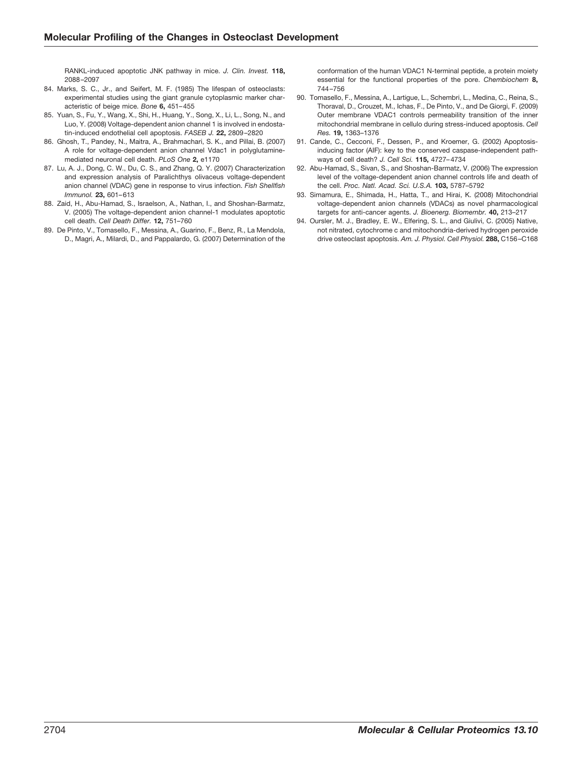RANKL-induced apoptotic JNK pathway in mice. *J. Clin. Invest.* **118,** 2088–2097

84. Marks, S. C., Jr., and Seifert, M. F. (1985) The lifespan of osteoclasts: experimental studies using the giant granule cytoplasmic marker characteristic of beige mice. *Bone* **6,** 451–455
85. Yuan, S., Fu, Y., Wang, X., Shi, H., Huang, Y., Song, X., Li, L., Song, N., and Luo, Y. (2008) Voltage-dependent anion channel 1 is involved in endostatin-induced endothelial cell apoptosis. *FASEB J.* **22,** 2809–2820
86. Ghosh, T., Pandey, N., Maitra, A., Brahmachari, S. K., and Pillai, B. (2007) A role for voltage-dependent anion channel Vdac1 in polyglutamine-mediated neuronal cell death. *PLoS One* **2,** e1170
87. Lu, A. J., Dong, C. W., Du, C. S., and Zhang, Q. Y. (2007) Characterization and expression analysis of Paralichthys olivaceus voltage-dependent anion channel (VDAC) gene in response to virus infection. *Fish Shellfish Immunol.* **23,** 601–613
88. Zaid, H., Abu-Hamad, S., Israelson, A., Nathan, I., and Shoshan-Barmatz, V. (2005) The voltage-dependent anion channel-1 modulates apoptotic cell death. *Cell Death Differ.* **12,** 751–760
89. De Pinto, V., Tomasello, F., Messina, A., Guarino, F., Benz, R., La Mendola, D., Magri, A., Milardi, D., and Pappalardo, G. (2007) Determination of the conformation of the human VDAC1 N-terminal peptide, a protein moiety essential for the functional properties of the pore. *Chembiochem* **8,** 744–756
90. Tomasello, F., Messina, A., Lartigue, L., Schembri, L., Medina, C., Reina, S., Thoraval, D., Crouzet, M., Ichas, F., De Pinto, V., and De Giorgi, F. (2009) Outer membrane VDAC1 controls permeability transition of the inner mitochondrial membrane in cellulo during stress-induced apoptosis. *Cell Res.* **19,** 1363–1376
91. Cande, C., Cecconi, F., Dessen, P., and Kroemer, G. (2002) Apoptosis-inducing factor (AIF): key to the conserved caspase-independent pathways of cell death? *J. Cell Sci.* **115,** 4727–4734
92. Abu-Hamad, S., Sivan, S., and Shoshan-Barmatz, V. (2006) The expression level of the voltage-dependent anion channel controls life and death of the cell. *Proc. Natl. Acad. Sci. U.S.A.* **103,** 5787–5792
93. Simamura, E., Shimada, H., Hatta, T., and Hirai, K. (2008) Mitochondrial voltage-dependent anion channels (VDACs) as novel pharmacological targets for anti-cancer agents. *J. Bioenerg. Biomembr.* **40,** 213–217
94. Oursler, M. J., Bradley, E. W., Elfering, S. L., and Giulivi, C. (2005) Native, not nitrated, cytochrome c and mitochondria-derived hydrogen peroxide drive osteoclast apoptosis. *Am. J. Physiol. Cell Physiol.* **288,** C156–C168